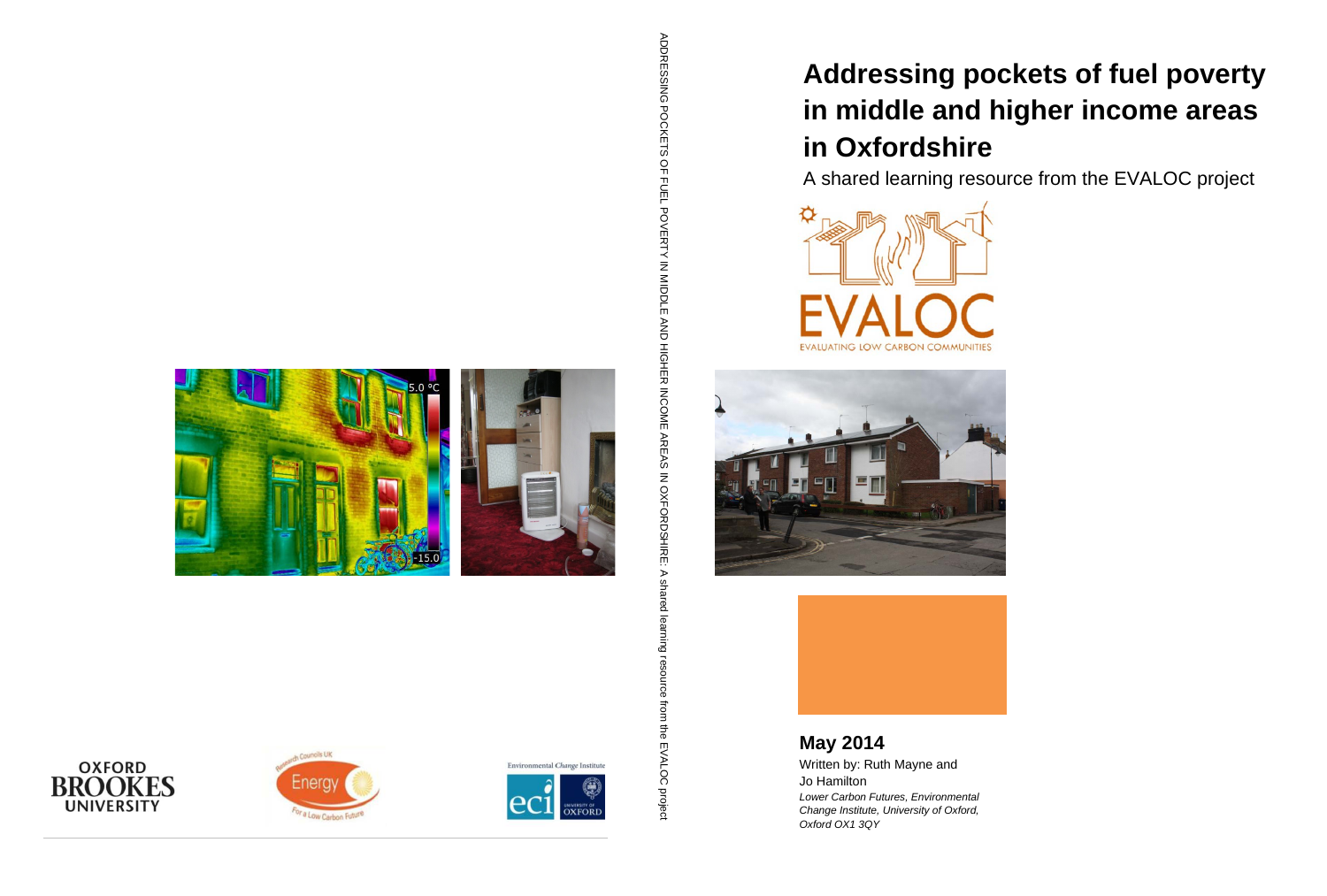# Addressing pockets of fuel poverty in middle and higher income areas in Oxfordshire

A shared learning resource from the EVALOC project

EVALOC
EVALUATING LOW CARBON COMMUNITIES

**May 2014**

Written by: Ruth Mayne and Jo Hamilton

*Lower Carbon Futures, Environmental Change Institute, University of Oxford, Oxford OX1 3QY*

ADDRESSING POCKETS OF FUEL POVERTY IN MIDDLE AND HIGHER INCOME AREAS IN OXFORDSHIRE: A shared learning resource from the EVALOC project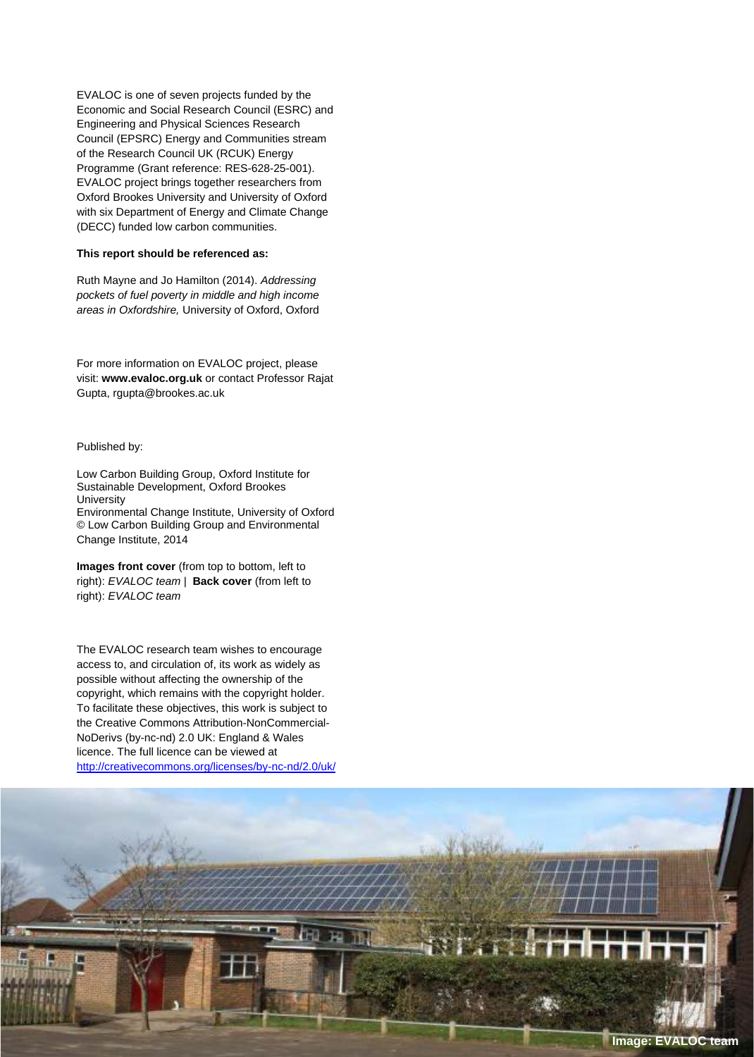EVALOC is one of seven projects funded by the Economic and Social Research Council (ESRC) and Engineering and Physical Sciences Research Council (EPSRC) Energy and Communities stream of the Research Council UK (RCUK) Energy Programme (Grant reference: RES-628-25-001). EVALOC project brings together researchers from Oxford Brookes University and University of Oxford with six Department of Energy and Climate Change (DECC) funded low carbon communities.

**This report should be referenced as:**

Ruth Mayne and Jo Hamilton (2014). *Addressing pockets of fuel poverty in middle and high income areas in Oxfordshire,* University of Oxford, Oxford

For more information on EVALOC project, please visit: **www.evaloc.org.uk** or contact Professor Rajat Gupta, rgupta@brookes.ac.uk

Published by:

Low Carbon Building Group, Oxford Institute for Sustainable Development, Oxford Brookes University
Environmental Change Institute, University of Oxford
© Low Carbon Building Group and Environmental Change Institute, 2014

**Images front cover** (from top to bottom, left to right): *EVALOC team* | **Back cover** (from left to right): *EVALOC team*

The EVALOC research team wishes to encourage access to, and circulation of, its work as widely as possible without affecting the ownership of the copyright, which remains with the copyright holder. To facilitate these objectives, this work is subject to the Creative Commons Attribution-NonCommercial-NoDerivs (by-nc-nd) 2.0 UK: England & Wales licence. The full licence can be viewed at http://creativecommons.org/licenses/by-nc-nd/2.0/uk/

**Image: EVALOC team**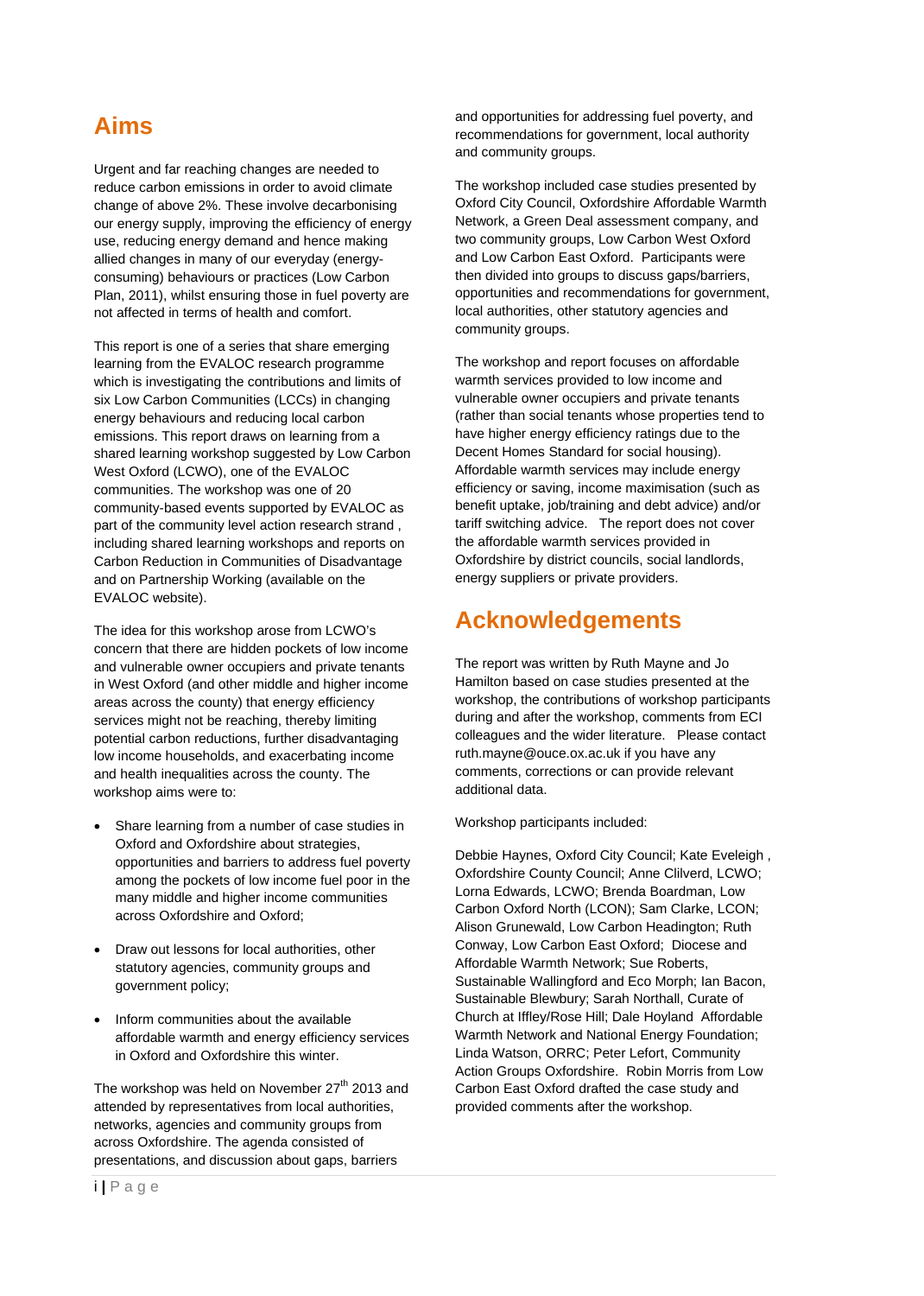# Aims

Urgent and far reaching changes are needed to reduce carbon emissions in order to avoid climate change of above 2%. These involve decarbonising our energy supply, improving the efficiency of energy use, reducing energy demand and hence making allied changes in many of our everyday (energy-consuming) behaviours or practices (Low Carbon Plan, 2011), whilst ensuring those in fuel poverty are not affected in terms of health and comfort.

This report is one of a series that share emerging learning from the EVALOC research programme which is investigating the contributions and limits of six Low Carbon Communities (LCCs) in changing energy behaviours and reducing local carbon emissions. This report draws on learning from a shared learning workshop suggested by Low Carbon West Oxford (LCWO), one of the EVALOC communities. The workshop was one of 20 community-based events supported by EVALOC as part of the community level action research strand , including shared learning workshops and reports on Carbon Reduction in Communities of Disadvantage and on Partnership Working (available on the EVALOC website).

The idea for this workshop arose from LCWO's concern that there are hidden pockets of low income and vulnerable owner occupiers and private tenants in West Oxford (and other middle and higher income areas across the county) that energy efficiency services might not be reaching, thereby limiting potential carbon reductions, further disadvantaging low income households, and exacerbating income and health inequalities across the county. The workshop aims were to:

- Share learning from a number of case studies in Oxford and Oxfordshire about strategies, opportunities and barriers to address fuel poverty among the pockets of low income fuel poor in the many middle and higher income communities across Oxfordshire and Oxford;
- Draw out lessons for local authorities, other statutory agencies, community groups and government policy;
- Inform communities about the available affordable warmth and energy efficiency services in Oxford and Oxfordshire this winter.

The workshop was held on November 27th 2013 and attended by representatives from local authorities, networks, agencies and community groups from across Oxfordshire. The agenda consisted of presentations, and discussion about gaps, barriers and opportunities for addressing fuel poverty, and recommendations for government, local authority and community groups.

The workshop included case studies presented by Oxford City Council, Oxfordshire Affordable Warmth Network, a Green Deal assessment company, and two community groups, Low Carbon West Oxford and Low Carbon East Oxford. Participants were then divided into groups to discuss gaps/barriers, opportunities and recommendations for government, local authorities, other statutory agencies and community groups.

The workshop and report focuses on affordable warmth services provided to low income and vulnerable owner occupiers and private tenants (rather than social tenants whose properties tend to have higher energy efficiency ratings due to the Decent Homes Standard for social housing). Affordable warmth services may include energy efficiency or saving, income maximisation (such as benefit uptake, job/training and debt advice) and/or tariff switching advice. The report does not cover the affordable warmth services provided in Oxfordshire by district councils, social landlords, energy suppliers or private providers.

# Acknowledgements

The report was written by Ruth Mayne and Jo Hamilton based on case studies presented at the workshop, the contributions of workshop participants during and after the workshop, comments from ECI colleagues and the wider literature. Please contact ruth.mayne@ouce.ox.ac.uk if you have any comments, corrections or can provide relevant additional data.

Workshop participants included:

Debbie Haynes, Oxford City Council; Kate Eveleigh , Oxfordshire County Council; Anne Clilverd, LCWO; Lorna Edwards, LCWO; Brenda Boardman, Low Carbon Oxford North (LCON); Sam Clarke, LCON; Alison Grunewald, Low Carbon Headington; Ruth Conway, Low Carbon East Oxford; Diocese and Affordable Warmth Network; Sue Roberts, Sustainable Wallingford and Eco Morph; Ian Bacon, Sustainable Blewbury; Sarah Northall, Curate of Church at Iffley/Rose Hill; Dale Hoyland Affordable Warmth Network and National Energy Foundation; Linda Watson, ORRC; Peter Lefort, Community Action Groups Oxfordshire. Robin Morris from Low Carbon East Oxford drafted the case study and provided comments after the workshop.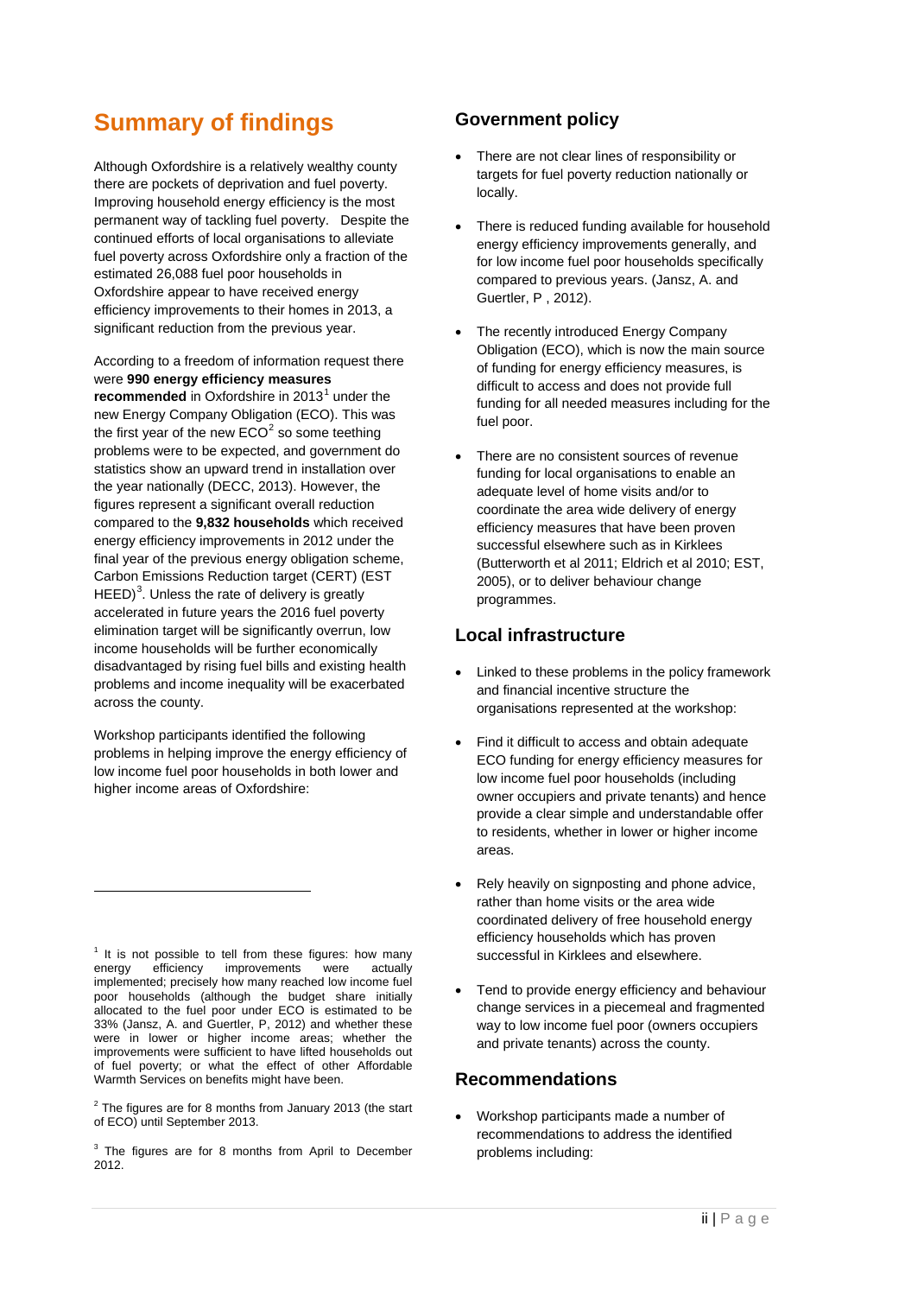# Summary of findings

Although Oxfordshire is a relatively wealthy county there are pockets of deprivation and fuel poverty. Improving household energy efficiency is the most permanent way of tackling fuel poverty. Despite the continued efforts of local organisations to alleviate fuel poverty across Oxfordshire only a fraction of the estimated 26,088 fuel poor households in Oxfordshire appear to have received energy efficiency improvements to their homes in 2013, a significant reduction from the previous year.

According to a freedom of information request there were **990 energy efficiency measures recommended** in Oxfordshire in 2013[1] under the new Energy Company Obligation (ECO). This was the first year of the new ECO[2] so some teething problems were to be expected, and government do statistics show an upward trend in installation over the year nationally (DECC, 2013). However, the figures represent a significant overall reduction compared to the **9,832 households** which received energy efficiency improvements in 2012 under the final year of the previous energy obligation scheme, Carbon Emissions Reduction target (CERT) (EST HEED)[3]. Unless the rate of delivery is greatly accelerated in future years the 2016 fuel poverty elimination target will be significantly overrun, low income households will be further economically disadvantaged by rising fuel bills and existing health problems and income inequality will be exacerbated across the county.

Workshop participants identified the following problems in helping improve the energy efficiency of low income fuel poor households in both lower and higher income areas of Oxfordshire:

## Government policy

- There are not clear lines of responsibility or targets for fuel poverty reduction nationally or locally.
- There is reduced funding available for household energy efficiency improvements generally, and for low income fuel poor households specifically compared to previous years. (Jansz, A. and Guertler, P , 2012).
- The recently introduced Energy Company Obligation (ECO), which is now the main source of funding for energy efficiency measures, is difficult to access and does not provide full funding for all needed measures including for the fuel poor.
- There are no consistent sources of revenue funding for local organisations to enable an adequate level of home visits and/or to coordinate the area wide delivery of energy efficiency measures that have been proven successful elsewhere such as in Kirklees (Butterworth et al 2011; Eldrich et al 2010; EST, 2005), or to deliver behaviour change programmes.

## Local infrastructure

- Linked to these problems in the policy framework and financial incentive structure the organisations represented at the workshop:
- Find it difficult to access and obtain adequate ECO funding for energy efficiency measures for low income fuel poor households (including owner occupiers and private tenants) and hence provide a clear simple and understandable offer to residents, whether in lower or higher income areas.
- Rely heavily on signposting and phone advice, rather than home visits or the area wide coordinated delivery of free household energy efficiency households which has proven successful in Kirklees and elsewhere.
- Tend to provide energy efficiency and behaviour change services in a piecemeal and fragmented way to low income fuel poor (owners occupiers and private tenants) across the county.

## Recommendations

- Workshop participants made a number of recommendations to address the identified problems including:

---

[1] It is not possible to tell from these figures: how many energy efficiency improvements were actually implemented; precisely how many reached low income fuel poor households (although the budget share initially allocated to the fuel poor under ECO is estimated to be 33% (Jansz, A. and Guertler, P, 2012) and whether these were in lower or higher income areas; whether the improvements were sufficient to have lifted households out of fuel poverty; or what the effect of other Affordable Warmth Services on benefits might have been.

[2] The figures are for 8 months from January 2013 (the start of ECO) until September 2013.

[3] The figures are for 8 months from April to December 2012.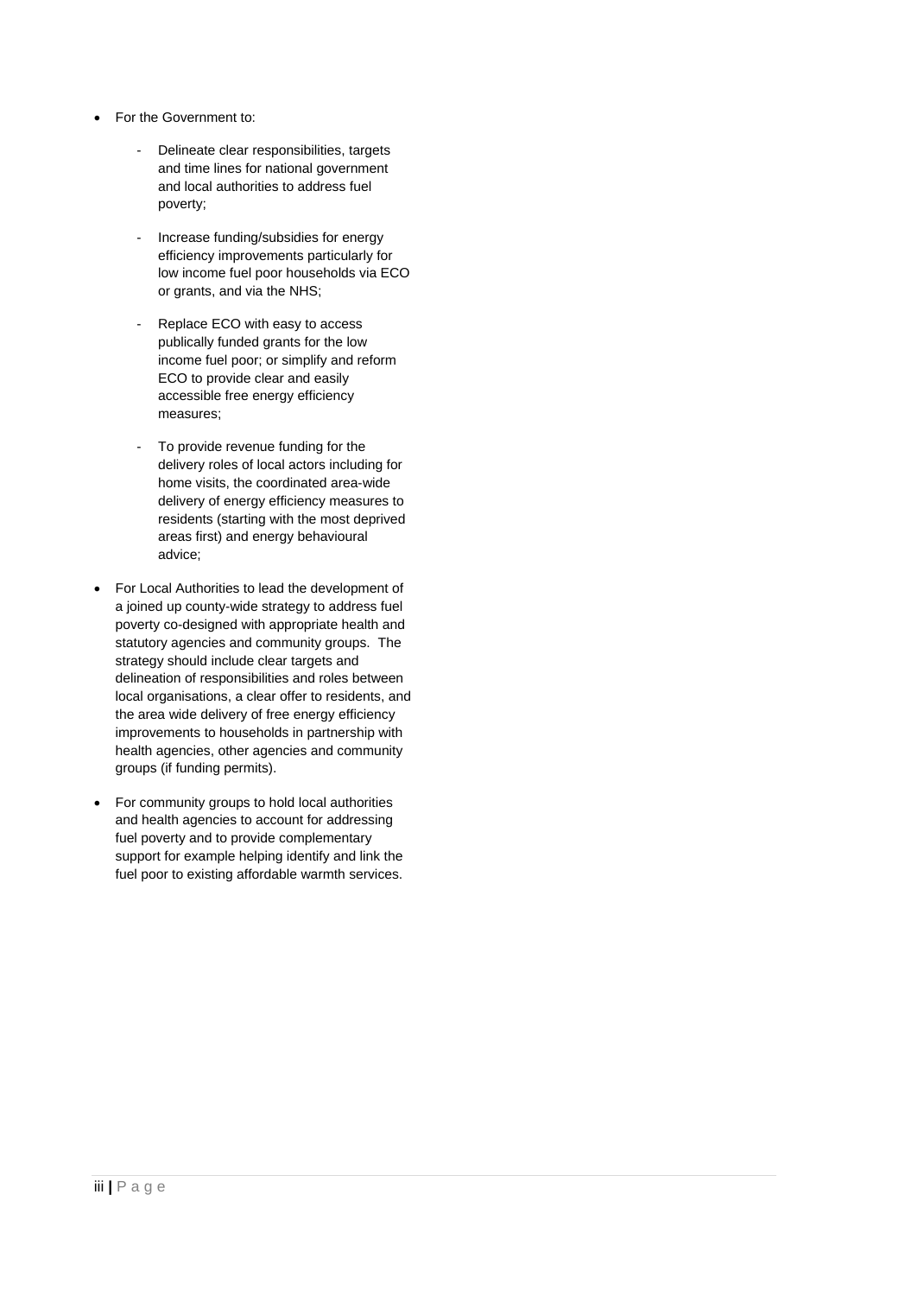- For the Government to:

    - Delineate clear responsibilities, targets and time lines for national government and local authorities to address fuel poverty;

    - Increase funding/subsidies for energy efficiency improvements particularly for low income fuel poor households via ECO or grants, and via the NHS;

    - Replace ECO with easy to access publically funded grants for the low income fuel poor; or simplify and reform ECO to provide clear and easily accessible free energy efficiency measures;

    - To provide revenue funding for the delivery roles of local actors including for home visits, the coordinated area-wide delivery of energy efficiency measures to residents (starting with the most deprived areas first) and energy behavioural advice;

- For Local Authorities to lead the development of a joined up county-wide strategy to address fuel poverty co-designed with appropriate health and statutory agencies and community groups. The strategy should include clear targets and delineation of responsibilities and roles between local organisations, a clear offer to residents, and the area wide delivery of free energy efficiency improvements to households in partnership with health agencies, other agencies and community groups (if funding permits).

- For community groups to hold local authorities and health agencies to account for addressing fuel poverty and to provide complementary support for example helping identify and link the fuel poor to existing affordable warmth services.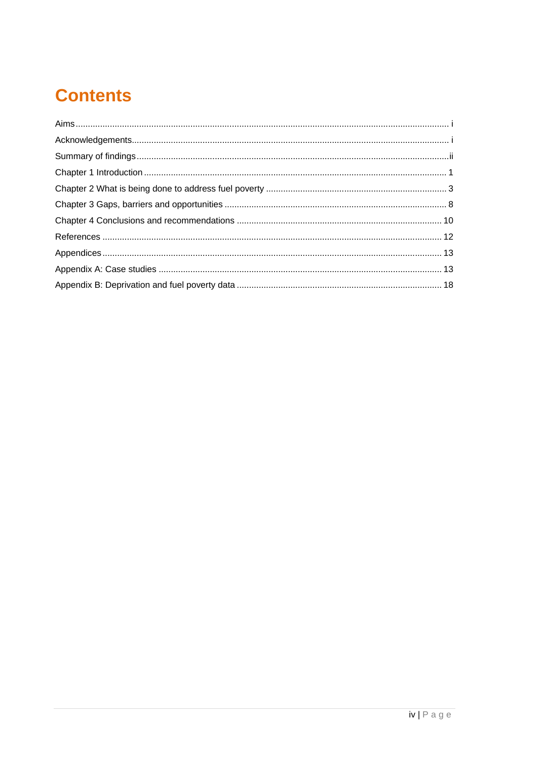# Contents

Aims ........................................................................................................................................................ i

Acknowledgements................................................................................................................................. i

Summary of findings ..............................................................................................................................ii

Chapter 1 Introduction ........................................................................................................................... 1

Chapter 2 What is being done to address fuel poverty ......................................................................... 3

Chapter 3 Gaps, barriers and opportunities ......................................................................................... 8

Chapter 4 Conclusions and recommendations .................................................................................. 10

References .......................................................................................................................................... 12

Appendices .......................................................................................................................................... 13

Appendix A: Case studies ................................................................................................................... 13

Appendix B: Deprivation and fuel poverty data ................................................................................... 18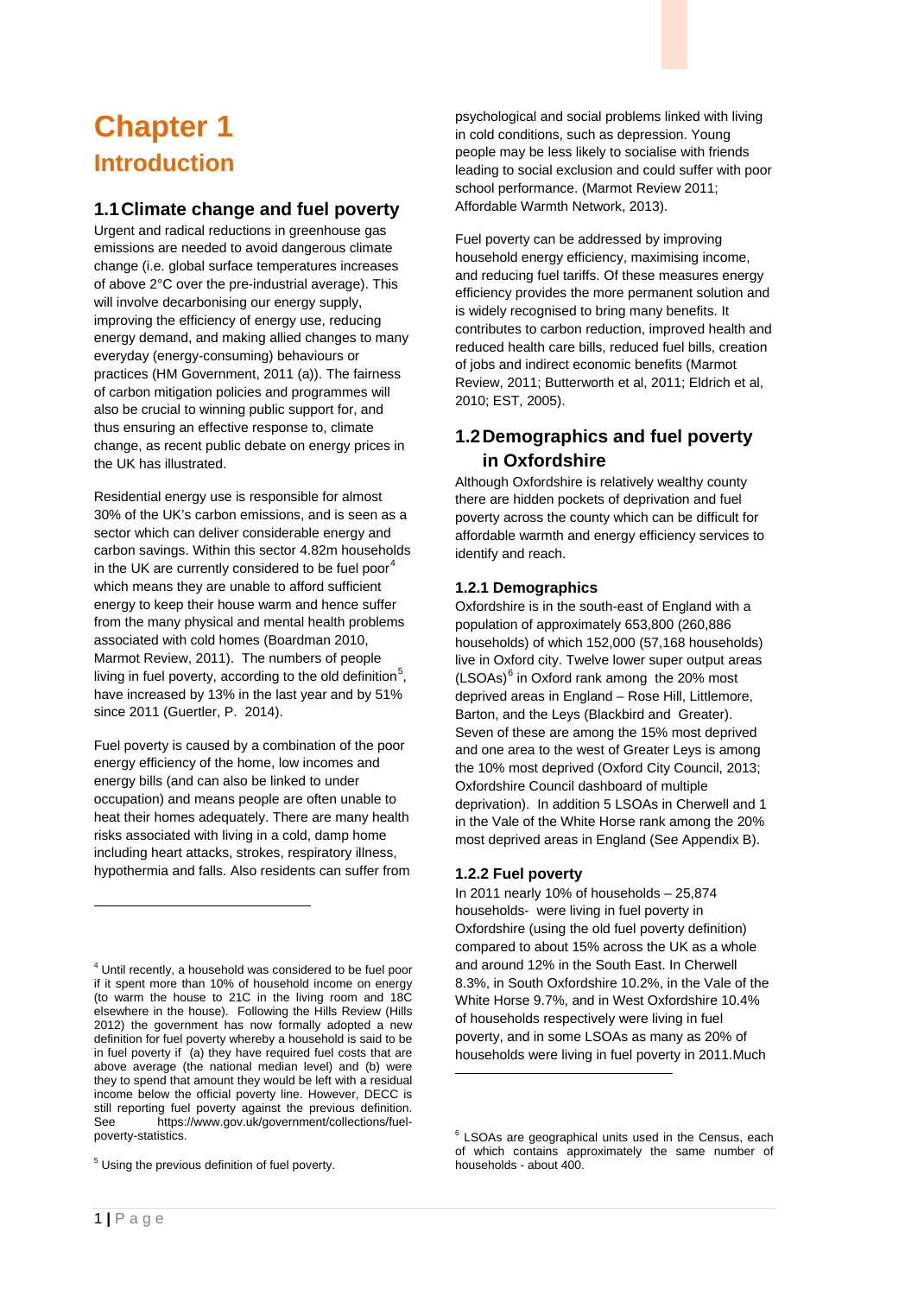# Chapter 1

## Introduction

### 1.1 Climate change and fuel poverty

Urgent and radical reductions in greenhouse gas emissions are needed to avoid dangerous climate change (i.e. global surface temperatures increases of above 2°C over the pre-industrial average). This will involve decarbonising our energy supply, improving the efficiency of energy use, reducing energy demand, and making allied changes to many everyday (energy-consuming) behaviours or practices (HM Government, 2011 (a)). The fairness of carbon mitigation policies and programmes will also be crucial to winning public support for, and thus ensuring an effective response to, climate change, as recent public debate on energy prices in the UK has illustrated.

Residential energy use is responsible for almost 30% of the UK's carbon emissions, and is seen as a sector which can deliver considerable energy and carbon savings. Within this sector 4.82m households in the UK are currently considered to be fuel poor[4] which means they are unable to afford sufficient energy to keep their house warm and hence suffer from the many physical and mental health problems associated with cold homes (Boardman 2010, Marmot Review, 2011). The numbers of people living in fuel poverty, according to the old definition[5], have increased by 13% in the last year and by 51% since 2011 (Guertler, P. 2014).

Fuel poverty is caused by a combination of the poor energy efficiency of the home, low incomes and energy bills (and can also be linked to under occupation) and means people are often unable to heat their homes adequately. There are many health risks associated with living in a cold, damp home including heart attacks, strokes, respiratory illness, hypothermia and falls. Also residents can suffer from psychological and social problems linked with living in cold conditions, such as depression. Young people may be less likely to socialise with friends leading to social exclusion and could suffer with poor school performance. (Marmot Review 2011; Affordable Warmth Network, 2013).

Fuel poverty can be addressed by improving household energy efficiency, maximising income, and reducing fuel tariffs. Of these measures energy efficiency provides the more permanent solution and is widely recognised to bring many benefits. It contributes to carbon reduction, improved health and reduced health care bills, reduced fuel bills, creation of jobs and indirect economic benefits (Marmot Review, 2011; Butterworth et al, 2011; Eldrich et al, 2010; EST, 2005).

### 1.2 Demographics and fuel poverty in Oxfordshire

Although Oxfordshire is relatively wealthy county there are hidden pockets of deprivation and fuel poverty across the county which can be difficult for affordable warmth and energy efficiency services to identify and reach.

#### 1.2.1 Demographics

Oxfordshire is in the south-east of England with a population of approximately 653,800 (260,886 households) of which 152,000 (57,168 households) live in Oxford city. Twelve lower super output areas (LSOAs)[6] in Oxford rank among the 20% most deprived areas in England – Rose Hill, Littlemore, Barton, and the Leys (Blackbird and Greater). Seven of these are among the 15% most deprived and one area to the west of Greater Leys is among the 10% most deprived (Oxford City Council, 2013; Oxfordshire Council dashboard of multiple deprivation). In addition 5 LSOAs in Cherwell and 1 in the Vale of the White Horse rank among the 20% most deprived areas in England (See Appendix B).

#### 1.2.2 Fuel poverty

In 2011 nearly 10% of households – 25,874 households- were living in fuel poverty in Oxfordshire (using the old fuel poverty definition) compared to about 15% across the UK as a whole and around 12% in the South East. In Cherwell 8.3%, in South Oxfordshire 10.2%, in the Vale of the White Horse 9.7%, and in West Oxfordshire 10.4% of households respectively were living in fuel poverty, and in some LSOAs as many as 20% of households were living in fuel poverty in 2011.Much

---

[4] Until recently, a household was considered to be fuel poor if it spent more than 10% of household income on energy (to warm the house to 21C in the living room and 18C elsewhere in the house). Following the Hills Review (Hills 2012) the government has now formally adopted a new definition for fuel poverty whereby a household is said to be in fuel poverty if (a) they have required fuel costs that are above average (the national median level) and (b) were they to spend that amount they would be left with a residual income below the official poverty line. However, DECC is still reporting fuel poverty against the previous definition. See https://www.gov.uk/government/collections/fuel-poverty-statistics.

[5] Using the previous definition of fuel poverty.

[6] LSOAs are geographical units used in the Census, each of which contains approximately the same number of households - about 400.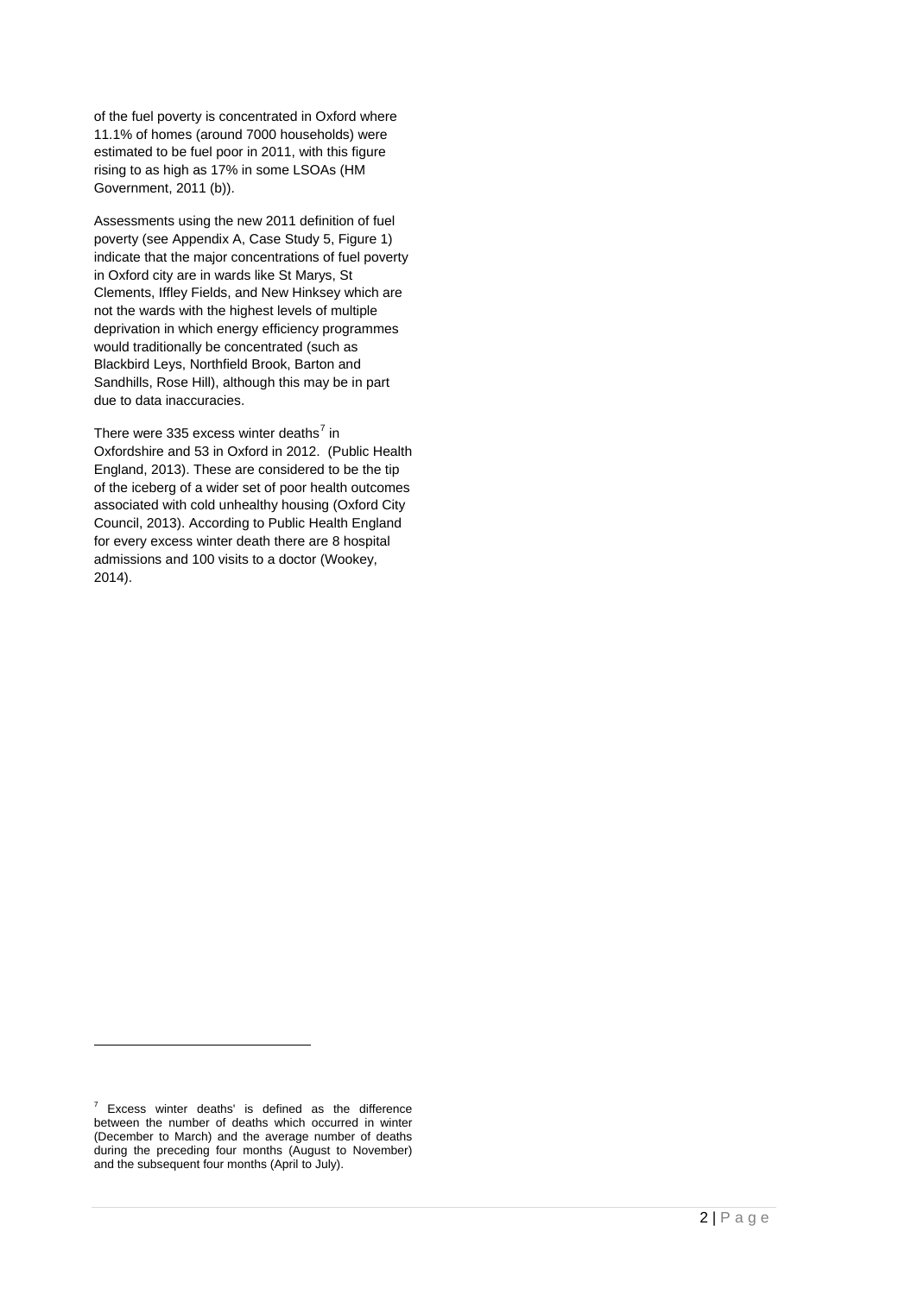of the fuel poverty is concentrated in Oxford where 11.1% of homes (around 7000 households) were estimated to be fuel poor in 2011, with this figure rising to as high as 17% in some LSOAs (HM Government, 2011 (b)).

Assessments using the new 2011 definition of fuel poverty (see Appendix A, Case Study 5, Figure 1) indicate that the major concentrations of fuel poverty in Oxford city are in wards like St Marys, St Clements, Iffley Fields, and New Hinksey which are not the wards with the highest levels of multiple deprivation in which energy efficiency programmes would traditionally be concentrated (such as Blackbird Leys, Northfield Brook, Barton and Sandhills, Rose Hill), although this may be in part due to data inaccuracies.

There were 335 excess winter deaths[7] in Oxfordshire and 53 in Oxford in 2012. (Public Health England, 2013). These are considered to be the tip of the iceberg of a wider set of poor health outcomes associated with cold unhealthy housing (Oxford City Council, 2013). According to Public Health England for every excess winter death there are 8 hospital admissions and 100 visits to a doctor (Wookey, 2014).

---

[7] Excess winter deaths' is defined as the difference between the number of deaths which occurred in winter (December to March) and the average number of deaths during the preceding four months (August to November) and the subsequent four months (April to July).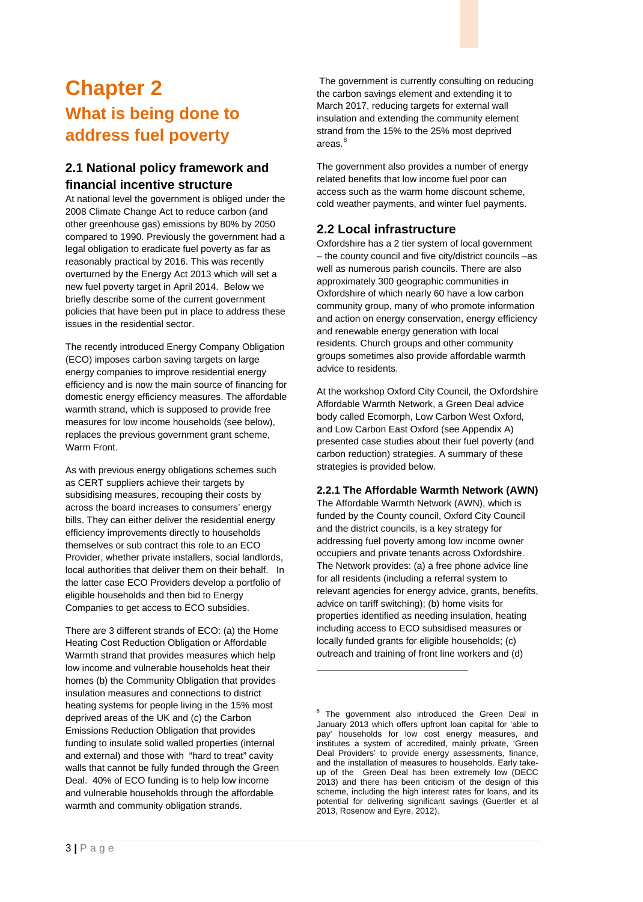# Chapter 2

## What is being done to address fuel poverty

### 2.1 National policy framework and financial incentive structure

At national level the government is obliged under the 2008 Climate Change Act to reduce carbon (and other greenhouse gas) emissions by 80% by 2050 compared to 1990. Previously the government had a legal obligation to eradicate fuel poverty as far as reasonably practical by 2016. This was recently overturned by the Energy Act 2013 which will set a new fuel poverty target in April 2014. Below we briefly describe some of the current government policies that have been put in place to address these issues in the residential sector.

The recently introduced Energy Company Obligation (ECO) imposes carbon saving targets on large energy companies to improve residential energy efficiency and is now the main source of financing for domestic energy efficiency measures. The affordable warmth strand, which is supposed to provide free measures for low income households (see below), replaces the previous government grant scheme, Warm Front.

As with previous energy obligations schemes such as CERT suppliers achieve their targets by subsidising measures, recouping their costs by across the board increases to consumers' energy bills. They can either deliver the residential energy efficiency improvements directly to households themselves or sub contract this role to an ECO Provider, whether private installers, social landlords, local authorities that deliver them on their behalf. In the latter case ECO Providers develop a portfolio of eligible households and then bid to Energy Companies to get access to ECO subsidies.

There are 3 different strands of ECO: (a) the Home Heating Cost Reduction Obligation or Affordable Warmth strand that provides measures which help low income and vulnerable households heat their homes (b) the Community Obligation that provides insulation measures and connections to district heating systems for people living in the 15% most deprived areas of the UK and (c) the Carbon Emissions Reduction Obligation that provides funding to insulate solid walled properties (internal and external) and those with "hard to treat" cavity walls that cannot be fully funded through the Green Deal. 40% of ECO funding is to help low income and vulnerable households through the affordable warmth and community obligation strands.

The government is currently consulting on reducing the carbon savings element and extending it to March 2017, reducing targets for external wall insulation and extending the community element strand from the 15% to the 25% most deprived areas.[8]

The government also provides a number of energy related benefits that low income fuel poor can access such as the warm home discount scheme, cold weather payments, and winter fuel payments.

### 2.2 Local infrastructure

Oxfordshire has a 2 tier system of local government – the county council and five city/district councils –as well as numerous parish councils. There are also approximately 300 geographic communities in Oxfordshire of which nearly 60 have a low carbon community group, many of who promote information and action on energy conservation, energy efficiency and renewable energy generation with local residents. Church groups and other community groups sometimes also provide affordable warmth advice to residents.

At the workshop Oxford City Council, the Oxfordshire Affordable Warmth Network, a Green Deal advice body called Ecomorph, Low Carbon West Oxford, and Low Carbon East Oxford (see Appendix A) presented case studies about their fuel poverty (and carbon reduction) strategies. A summary of these strategies is provided below.

#### 2.2.1 The Affordable Warmth Network (AWN)

The Affordable Warmth Network (AWN), which is funded by the County council, Oxford City Council and the district councils, is a key strategy for addressing fuel poverty among low income owner occupiers and private tenants across Oxfordshire. The Network provides: (a) a free phone advice line for all residents (including a referral system to relevant agencies for energy advice, grants, benefits, advice on tariff switching); (b) home visits for properties identified as needing insulation, heating including access to ECO subsidised measures or locally funded grants for eligible households; (c) outreach and training of front line workers and (d)

---

[8] The government also introduced the Green Deal in January 2013 which offers upfront loan capital for 'able to pay' households for low cost energy measures, and institutes a system of accredited, mainly private, 'Green Deal Providers' to provide energy assessments, finance, and the installation of measures to households. Early take-up of the Green Deal has been extremely low (DECC 2013) and there has been criticism of the design of this scheme, including the high interest rates for loans, and its potential for delivering significant savings (Guertler et al 2013, Rosenow and Eyre, 2012).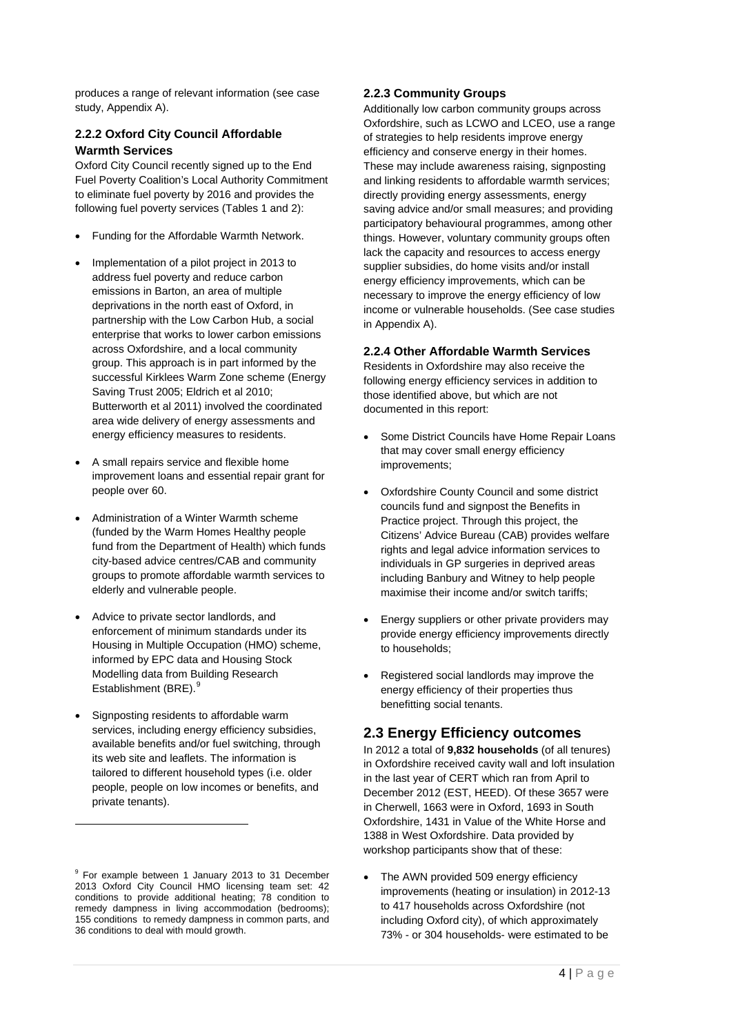produces a range of relevant information (see case study, Appendix A).

### 2.2.2 Oxford City Council Affordable Warmth Services

Oxford City Council recently signed up to the End Fuel Poverty Coalition's Local Authority Commitment to eliminate fuel poverty by 2016 and provides the following fuel poverty services (Tables 1 and 2):

- Funding for the Affordable Warmth Network.
- Implementation of a pilot project in 2013 to address fuel poverty and reduce carbon emissions in Barton, an area of multiple deprivations in the north east of Oxford, in partnership with the Low Carbon Hub, a social enterprise that works to lower carbon emissions across Oxfordshire, and a local community group. This approach is in part informed by the successful Kirklees Warm Zone scheme (Energy Saving Trust 2005; Eldrich et al 2010; Butterworth et al 2011) involved the coordinated area wide delivery of energy assessments and energy efficiency measures to residents.
- A small repairs service and flexible home improvement loans and essential repair grant for people over 60.
- Administration of a Winter Warmth scheme (funded by the Warm Homes Healthy people fund from the Department of Health) which funds city-based advice centres/CAB and community groups to promote affordable warmth services to elderly and vulnerable people.
- Advice to private sector landlords, and enforcement of minimum standards under its Housing in Multiple Occupation (HMO) scheme, informed by EPC data and Housing Stock Modelling data from Building Research Establishment (BRE).[9]
- Signposting residents to affordable warm services, including energy efficiency subsidies, available benefits and/or fuel switching, through its web site and leaflets. The information is tailored to different household types (i.e. older people, people on low incomes or benefits, and private tenants).

### 2.2.3 Community Groups

Additionally low carbon community groups across Oxfordshire, such as LCWO and LCEO, use a range of strategies to help residents improve energy efficiency and conserve energy in their homes. These may include awareness raising, signposting and linking residents to affordable warmth services; directly providing energy assessments, energy saving advice and/or small measures; and providing participatory behavioural programmes, among other things. However, voluntary community groups often lack the capacity and resources to access energy supplier subsidies, do home visits and/or install energy efficiency improvements, which can be necessary to improve the energy efficiency of low income or vulnerable households. (See case studies in Appendix A).

### 2.2.4 Other Affordable Warmth Services

Residents in Oxfordshire may also receive the following energy efficiency services in addition to those identified above, but which are not documented in this report:

- Some District Councils have Home Repair Loans that may cover small energy efficiency improvements;
- Oxfordshire County Council and some district councils fund and signpost the Benefits in Practice project. Through this project, the Citizens' Advice Bureau (CAB) provides welfare rights and legal advice information services to individuals in GP surgeries in deprived areas including Banbury and Witney to help people maximise their income and/or switch tariffs;
- Energy suppliers or other private providers may provide energy efficiency improvements directly to households;
- Registered social landlords may improve the energy efficiency of their properties thus benefitting social tenants.

## 2.3 Energy Efficiency outcomes

In 2012 a total of **9,832 households** (of all tenures) in Oxfordshire received cavity wall and loft insulation in the last year of CERT which ran from April to December 2012 (EST, HEED). Of these 3657 were in Cherwell, 1663 were in Oxford, 1693 in South Oxfordshire, 1431 in Value of the White Horse and 1388 in West Oxfordshire. Data provided by workshop participants show that of these:

- The AWN provided 509 energy efficiency improvements (heating or insulation) in 2012-13 to 417 households across Oxfordshire (not including Oxford city), of which approximately 73% - or 304 households- were estimated to be

[9] For example between 1 January 2013 to 31 December 2013 Oxford City Council HMO licensing team set: 42 conditions to provide additional heating; 78 condition to remedy dampness in living accommodation (bedrooms); 155 conditions to remedy dampness in common parts, and 36 conditions to deal with mould growth.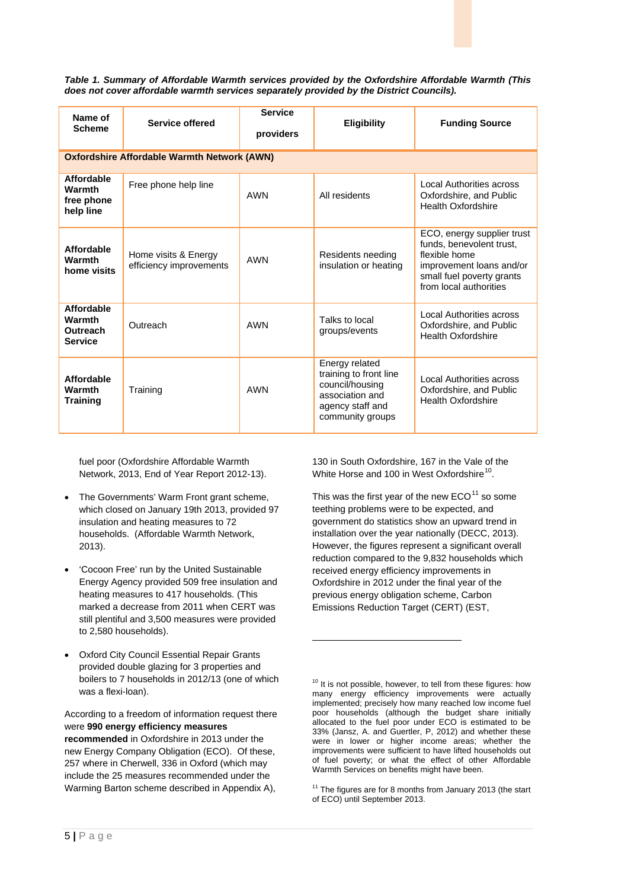*Table 1. Summary of Affordable Warmth services provided by the Oxfordshire Affordable Warmth (This does not cover affordable warmth services separately provided by the District Councils).*

| Name of Scheme | Service offered | Service providers | Eligibility | Funding Source |
|---|---|---|---|---|
| **Oxfordshire Affordable Warmth Network (AWN)** | | | | |
| **Affordable Warmth free phone help line** | Free phone help line | AWN | All residents | Local Authorities across Oxfordshire, and Public Health Oxfordshire |
| **Affordable Warmth home visits** | Home visits & Energy efficiency improvements | AWN | Residents needing insulation or heating | ECO, energy supplier trust funds, benevolent trust, flexible home improvement loans and/or small fuel poverty grants from local authorities |
| **Affordable Warmth Outreach Service** | Outreach | AWN | Talks to local groups/events | Local Authorities across Oxfordshire, and Public Health Oxfordshire |
| **Affordable Warmth Training** | Training | AWN | Energy related training to front line council/housing association and agency staff and community groups | Local Authorities across Oxfordshire, and Public Health Oxfordshire |

fuel poor (Oxfordshire Affordable Warmth Network, 2013, End of Year Report 2012-13).

- The Governments' Warm Front grant scheme, which closed on January 19th 2013, provided 97 insulation and heating measures to 72 households. (Affordable Warmth Network, 2013).
- 'Cocoon Free' run by the United Sustainable Energy Agency provided 509 free insulation and heating measures to 417 households. (This marked a decrease from 2011 when CERT was still plentiful and 3,500 measures were provided to 2,580 households).
- Oxford City Council Essential Repair Grants provided double glazing for 3 properties and boilers to 7 households in 2012/13 (one of which was a flexi-loan).

According to a freedom of information request there were **990 energy efficiency measures recommended** in Oxfordshire in 2013 under the new Energy Company Obligation (ECO). Of these, 257 where in Cherwell, 336 in Oxford (which may include the 25 measures recommended under the Warming Barton scheme described in Appendix A), 130 in South Oxfordshire, 167 in the Vale of the White Horse and 100 in West Oxfordshire[10].

This was the first year of the new ECO[11] so some teething problems were to be expected, and government do statistics show an upward trend in installation over the year nationally (DECC, 2013). However, the figures represent a significant overall reduction compared to the 9,832 households which received energy efficiency improvements in Oxfordshire in 2012 under the final year of the previous energy obligation scheme, Carbon Emissions Reduction Target (CERT) (EST,

---

[10] It is not possible, however, to tell from these figures: how many energy efficiency improvements were actually implemented; precisely how many reached low income fuel poor households (although the budget share initially allocated to the fuel poor under ECO is estimated to be 33% (Jansz, A. and Guertler, P, 2012) and whether these were in lower or higher income areas; whether the improvements were sufficient to have lifted households out of fuel poverty; or what the effect of other Affordable Warmth Services on benefits might have been.

[11] The figures are for 8 months from January 2013 (the start of ECO) until September 2013.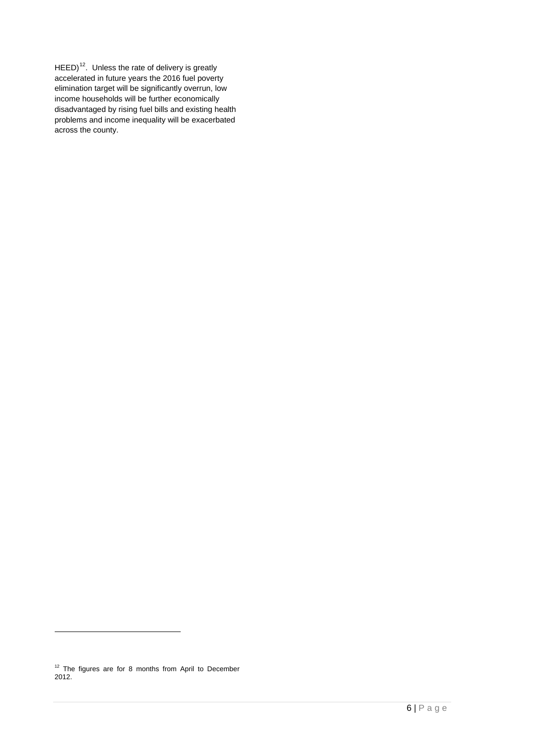HEED)[12]. Unless the rate of delivery is greatly accelerated in future years the 2016 fuel poverty elimination target will be significantly overrun, low income households will be further economically disadvantaged by rising fuel bills and existing health problems and income inequality will be exacerbated across the county.

[12] The figures are for 8 months from April to December 2012.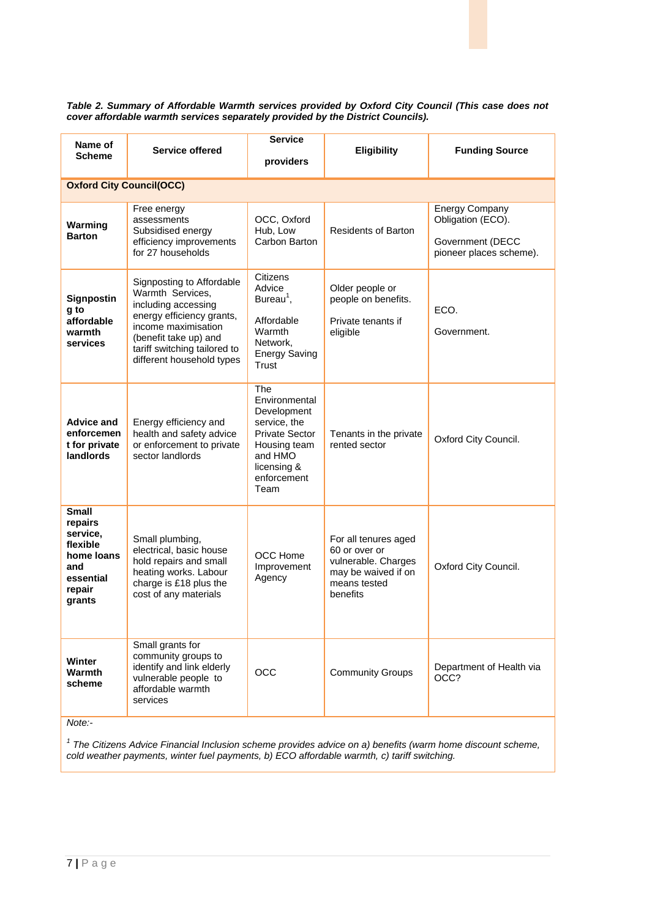***Table 2. Summary of Affordable Warmth services provided by Oxford City Council (This case does not cover affordable warmth services separately provided by the District Councils).***

| Name of Scheme | Service offered | Service providers | Eligibility | Funding Source |
|---|---|---|---|---|
| **Oxford City Council(OCC)** | | | | |
| **Warming Barton** | Free energy assessments Subsidised energy efficiency improvements for 27 households | OCC, Oxford Hub, Low Carbon Barton | Residents of Barton | Energy Company Obligation (ECO). Government (DECC pioneer places scheme). |
| **Signposting to affordable warmth services** | Signposting to Affordable Warmth Services, including accessing energy efficiency grants, income maximisation (benefit take up) and tariff switching tailored to different household types | Citizens Advice Bureau[1], Affordable Warmth Network, Energy Saving Trust | Older people or people on benefits. Private tenants if eligible | ECO. Government. |
| **Advice and enforcement for private landlords** | Energy efficiency and health and safety advice or enforcement to private sector landlords | The Environmental Development service, the Private Sector Housing team and HMO licensing & enforcement Team | Tenants in the private rented sector | Oxford City Council. |
| **Small repairs service, flexible home loans and essential repair grants** | Small plumbing, electrical, basic house hold repairs and small heating works. Labour charge is £18 plus the cost of any materials | OCC Home Improvement Agency | For all tenures aged 60 or over or vulnerable. Charges may be waived if on means tested benefits | Oxford City Council. |
| **Winter Warmth scheme** | Small grants for community groups to identify and link elderly vulnerable people to affordable warmth services | OCC | Community Groups | Department of Health via OCC? |

*Note:-*

*[1] The Citizens Advice Financial Inclusion scheme provides advice on a) benefits (warm home discount scheme, cold weather payments, winter fuel payments, b) ECO affordable warmth, c) tariff switching.*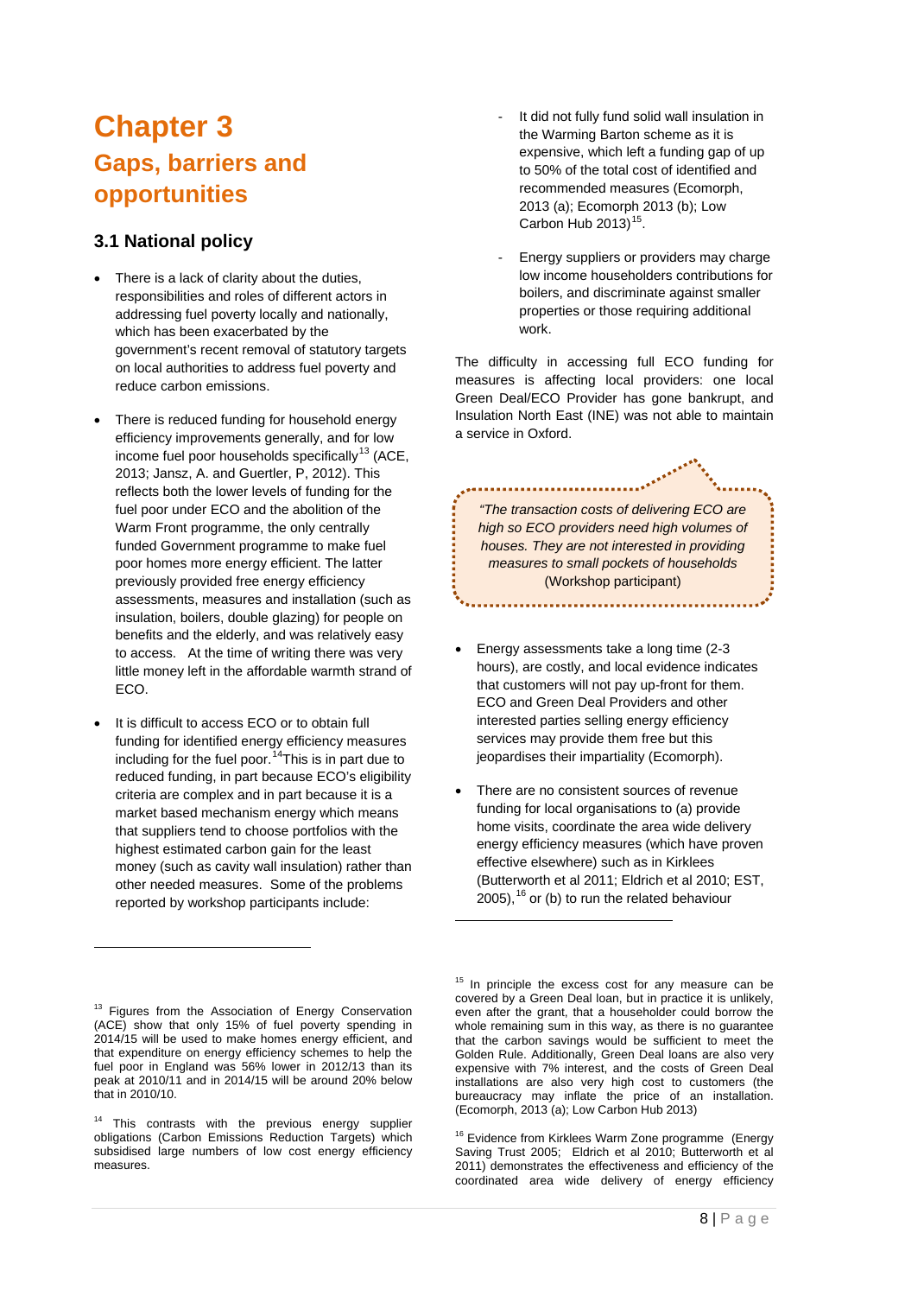# Chapter 3

## Gaps, barriers and opportunities

### 3.1 National policy

- There is a lack of clarity about the duties, responsibilities and roles of different actors in addressing fuel poverty locally and nationally, which has been exacerbated by the government's recent removal of statutory targets on local authorities to address fuel poverty and reduce carbon emissions.

- There is reduced funding for household energy efficiency improvements generally, and for low income fuel poor households specifically[13] (ACE, 2013; Jansz, A. and Guertler, P, 2012). This reflects both the lower levels of funding for the fuel poor under ECO and the abolition of the Warm Front programme, the only centrally funded Government programme to make fuel poor homes more energy efficient. The latter previously provided free energy efficiency assessments, measures and installation (such as insulation, boilers, double glazing) for people on benefits and the elderly, and was relatively easy to access. At the time of writing there was very little money left in the affordable warmth strand of ECO.

- It is difficult to access ECO or to obtain full funding for identified energy efficiency measures including for the fuel poor.[14]This is in part due to reduced funding, in part because ECO's eligibility criteria are complex and in part because it is a market based mechanism energy which means that suppliers tend to choose portfolios with the highest estimated carbon gain for the least money (such as cavity wall insulation) rather than other needed measures. Some of the problems reported by workshop participants include:

  - It did not fully fund solid wall insulation in the Warming Barton scheme as it is expensive, which left a funding gap of up to 50% of the total cost of identified and recommended measures (Ecomorph, 2013 (a); Ecomorph 2013 (b); Low Carbon Hub 2013)[15].

  - Energy suppliers or providers may charge low income householders contributions for boilers, and discriminate against smaller properties or those requiring additional work.

The difficulty in accessing full ECO funding for measures is affecting local providers: one local Green Deal/ECO Provider has gone bankrupt, and Insulation North East (INE) was not able to maintain a service in Oxford.

> *"The transaction costs of delivering ECO are high so ECO providers need high volumes of houses. They are not interested in providing measures to small pockets of households* (Workshop participant)

- Energy assessments take a long time (2-3 hours), are costly, and local evidence indicates that customers will not pay up-front for them. ECO and Green Deal Providers and other interested parties selling energy efficiency services may provide them free but this jeopardises their impartiality (Ecomorph).

- There are no consistent sources of revenue funding for local organisations to (a) provide home visits, coordinate the area wide delivery energy efficiency measures (which have proven effective elsewhere) such as in Kirklees (Butterworth et al 2011; Eldrich et al 2010; EST, 2005),[16] or (b) to run the related behaviour

---

[13] Figures from the Association of Energy Conservation (ACE) show that only 15% of fuel poverty spending in 2014/15 will be used to make homes energy efficient, and that expenditure on energy efficiency schemes to help the fuel poor in England was 56% lower in 2012/13 than its peak at 2010/11 and in 2014/15 will be around 20% below that in 2010/10.

[14] This contrasts with the previous energy supplier obligations (Carbon Emissions Reduction Targets) which subsidised large numbers of low cost energy efficiency measures.

[15] In principle the excess cost for any measure can be covered by a Green Deal loan, but in practice it is unlikely, even after the grant, that a householder could borrow the whole remaining sum in this way, as there is no guarantee that the carbon savings would be sufficient to meet the Golden Rule. Additionally, Green Deal loans are also very expensive with 7% interest, and the costs of Green Deal installations are also very high cost to customers (the bureaucracy may inflate the price of an installation. (Ecomorph, 2013 (a); Low Carbon Hub 2013)

[16] Evidence from Kirklees Warm Zone programme (Energy Saving Trust 2005; Eldrich et al 2010; Butterworth et al 2011) demonstrates the effectiveness and efficiency of the coordinated area wide delivery of energy efficiency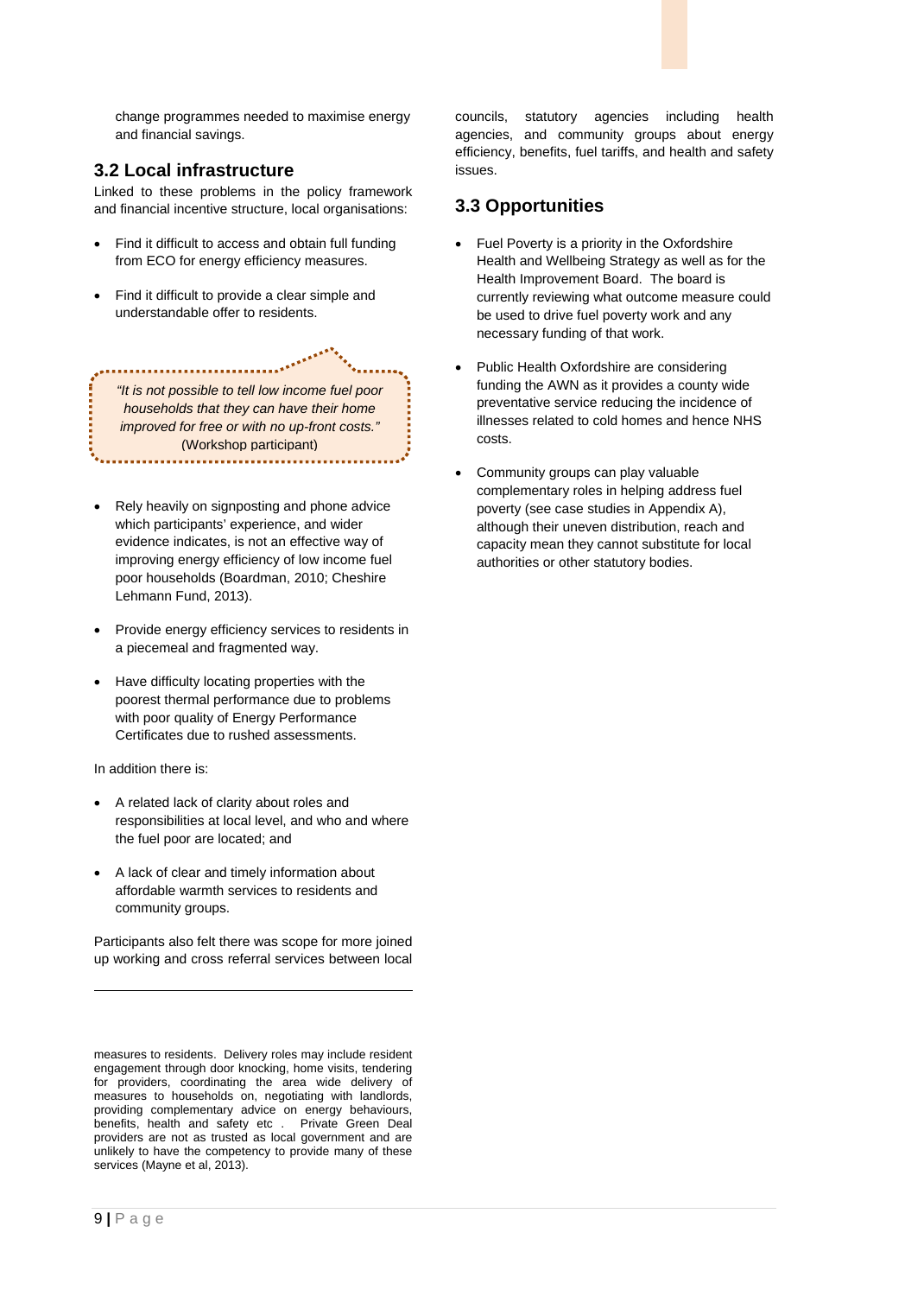change programmes needed to maximise energy and financial savings.

## 3.2 Local infrastructure

Linked to these problems in the policy framework and financial incentive structure, local organisations:

- Find it difficult to access and obtain full funding from ECO for energy efficiency measures.
- Find it difficult to provide a clear simple and understandable offer to residents.

> *"It is not possible to tell low income fuel poor households that they can have their home improved for free or with no up-front costs."* (Workshop participant)

- Rely heavily on signposting and phone advice which participants' experience, and wider evidence indicates, is not an effective way of improving energy efficiency of low income fuel poor households (Boardman, 2010; Cheshire Lehmann Fund, 2013).
- Provide energy efficiency services to residents in a piecemeal and fragmented way.
- Have difficulty locating properties with the poorest thermal performance due to problems with poor quality of Energy Performance Certificates due to rushed assessments.

In addition there is:

- A related lack of clarity about roles and responsibilities at local level, and who and where the fuel poor are located; and
- A lack of clear and timely information about affordable warmth services to residents and community groups.

Participants also felt there was scope for more joined up working and cross referral services between local councils, statutory agencies including health agencies, and community groups about energy efficiency, benefits, fuel tariffs, and health and safety issues.

## 3.3 Opportunities

- Fuel Poverty is a priority in the Oxfordshire Health and Wellbeing Strategy as well as for the Health Improvement Board. The board is currently reviewing what outcome measure could be used to drive fuel poverty work and any necessary funding of that work.
- Public Health Oxfordshire are considering funding the AWN as it provides a county wide preventative service reducing the incidence of illnesses related to cold homes and hence NHS costs.
- Community groups can play valuable complementary roles in helping address fuel poverty (see case studies in Appendix A), although their uneven distribution, reach and capacity mean they cannot substitute for local authorities or other statutory bodies.

---

measures to residents. Delivery roles may include resident engagement through door knocking, home visits, tendering for providers, coordinating the area wide delivery of measures to households on, negotiating with landlords, providing complementary advice on energy behaviours, benefits, health and safety etc . Private Green Deal providers are not as trusted as local government and are unlikely to have the competency to provide many of these services (Mayne et al, 2013).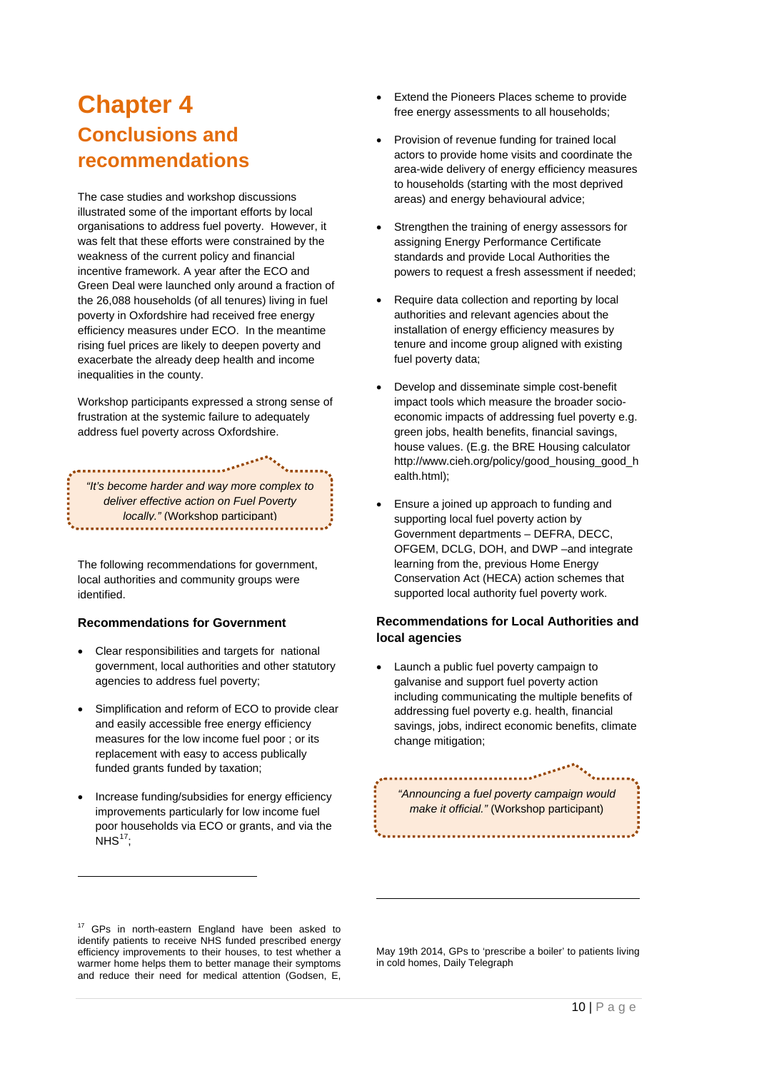# Chapter 4

## Conclusions and recommendations

The case studies and workshop discussions illustrated some of the important efforts by local organisations to address fuel poverty. However, it was felt that these efforts were constrained by the weakness of the current policy and financial incentive framework. A year after the ECO and Green Deal were launched only around a fraction of the 26,088 households (of all tenures) living in fuel poverty in Oxfordshire had received free energy efficiency measures under ECO. In the meantime rising fuel prices are likely to deepen poverty and exacerbate the already deep health and income inequalities in the county.

Workshop participants expressed a strong sense of frustration at the systemic failure to adequately address fuel poverty across Oxfordshire.

> *"It's become harder and way more complex to deliver effective action on Fuel Poverty locally."* (Workshop participant)

The following recommendations for government, local authorities and community groups were identified.

### Recommendations for Government

- Clear responsibilities and targets for national government, local authorities and other statutory agencies to address fuel poverty;
- Simplification and reform of ECO to provide clear and easily accessible free energy efficiency measures for the low income fuel poor ; or its replacement with easy to access publically funded grants funded by taxation;
- Increase funding/subsidies for energy efficiency improvements particularly for low income fuel poor households via ECO or grants, and via the NHS[17];
- Extend the Pioneers Places scheme to provide free energy assessments to all households;
- Provision of revenue funding for trained local actors to provide home visits and coordinate the area-wide delivery of energy efficiency measures to households (starting with the most deprived areas) and energy behavioural advice;
- Strengthen the training of energy assessors for assigning Energy Performance Certificate standards and provide Local Authorities the powers to request a fresh assessment if needed;
- Require data collection and reporting by local authorities and relevant agencies about the installation of energy efficiency measures by tenure and income group aligned with existing fuel poverty data;
- Develop and disseminate simple cost-benefit impact tools which measure the broader socio-economic impacts of addressing fuel poverty e.g. green jobs, health benefits, financial savings, house values. (E.g. the BRE Housing calculator http://www.cieh.org/policy/good_housing_good_health.html);
- Ensure a joined up approach to funding and supporting local fuel poverty action by Government departments – DEFRA, DECC, OFGEM, DCLG, DOH, and DWP –and integrate learning from the, previous Home Energy Conservation Act (HECA) action schemes that supported local authority fuel poverty work.

### Recommendations for Local Authorities and local agencies

- Launch a public fuel poverty campaign to galvanise and support fuel poverty action including communicating the multiple benefits of addressing fuel poverty e.g. health, financial savings, jobs, indirect economic benefits, climate change mitigation;

> *"Announcing a fuel poverty campaign would make it official."* (Workshop participant)

---

[17] GPs in north-eastern England have been asked to identify patients to receive NHS funded prescribed energy efficiency improvements to their houses, to test whether a warmer home helps them to better manage their symptoms and reduce their need for medical attention (Godsen, E, May 19th 2014, GPs to 'prescribe a boiler' to patients living in cold homes, Daily Telegraph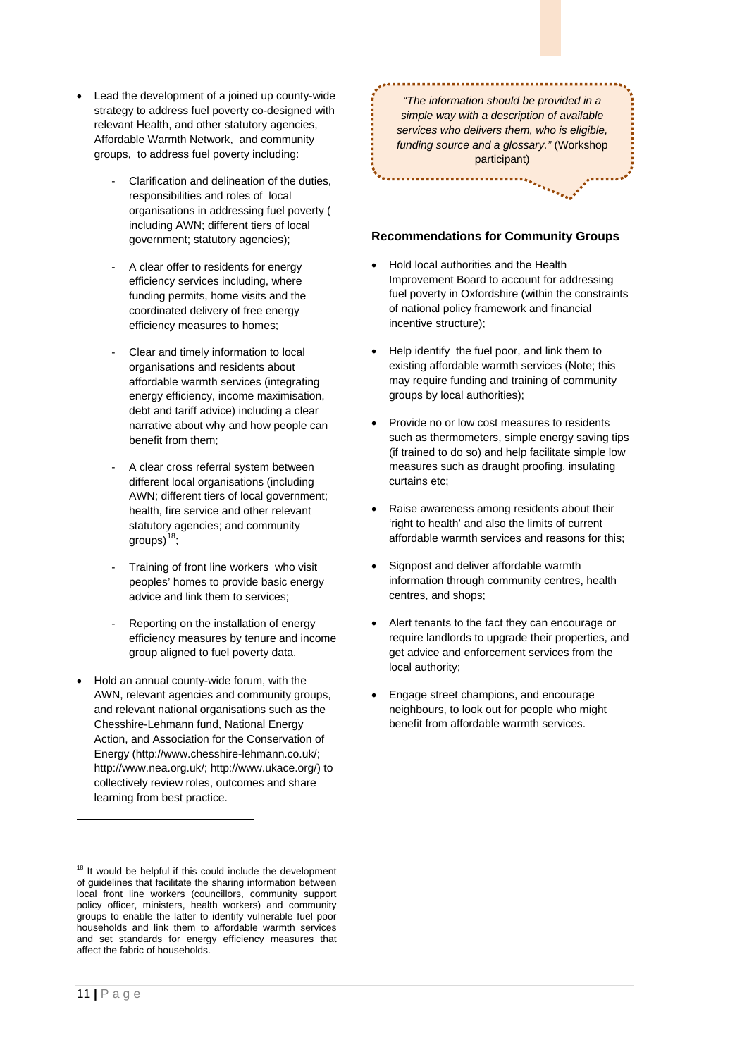- Lead the development of a joined up county-wide strategy to address fuel poverty co-designed with relevant Health, and other statutory agencies, Affordable Warmth Network, and community groups, to address fuel poverty including:

    - Clarification and delineation of the duties, responsibilities and roles of local organisations in addressing fuel poverty ( including AWN; different tiers of local government; statutory agencies);
    - A clear offer to residents for energy efficiency services including, where funding permits, home visits and the coordinated delivery of free energy efficiency measures to homes;
    - Clear and timely information to local organisations and residents about affordable warmth services (integrating energy efficiency, income maximisation, debt and tariff advice) including a clear narrative about why and how people can benefit from them;
    - A clear cross referral system between different local organisations (including AWN; different tiers of local government; health, fire service and other relevant statutory agencies; and community groups)[18];
    - Training of front line workers who visit peoples' homes to provide basic energy advice and link them to services;
    - Reporting on the installation of energy efficiency measures by tenure and income group aligned to fuel poverty data.

- Hold an annual county-wide forum, with the AWN, relevant agencies and community groups, and relevant national organisations such as the Chesshire-Lehmann fund, National Energy Action, and Association for the Conservation of Energy (http://www.chesshire-lehmann.co.uk/; http://www.nea.org.uk/; http://www.ukace.org/) to collectively review roles, outcomes and share learning from best practice.

> *"The information should be provided in a simple way with a description of available services who delivers them, who is eligible, funding source and a glossary."* (Workshop participant)

### Recommendations for Community Groups

- Hold local authorities and the Health Improvement Board to account for addressing fuel poverty in Oxfordshire (within the constraints of national policy framework and financial incentive structure);
- Help identify the fuel poor, and link them to existing affordable warmth services (Note; this may require funding and training of community groups by local authorities);
- Provide no or low cost measures to residents such as thermometers, simple energy saving tips (if trained to do so) and help facilitate simple low measures such as draught proofing, insulating curtains etc;
- Raise awareness among residents about their 'right to health' and also the limits of current affordable warmth services and reasons for this;
- Signpost and deliver affordable warmth information through community centres, health centres, and shops;
- Alert tenants to the fact they can encourage or require landlords to upgrade their properties, and get advice and enforcement services from the local authority;
- Engage street champions, and encourage neighbours, to look out for people who might benefit from affordable warmth services.

---

[18] It would be helpful if this could include the development of guidelines that facilitate the sharing information between local front line workers (councillors, community support policy officer, ministers, health workers) and community groups to enable the latter to identify vulnerable fuel poor households and link them to affordable warmth services and set standards for energy efficiency measures that affect the fabric of households.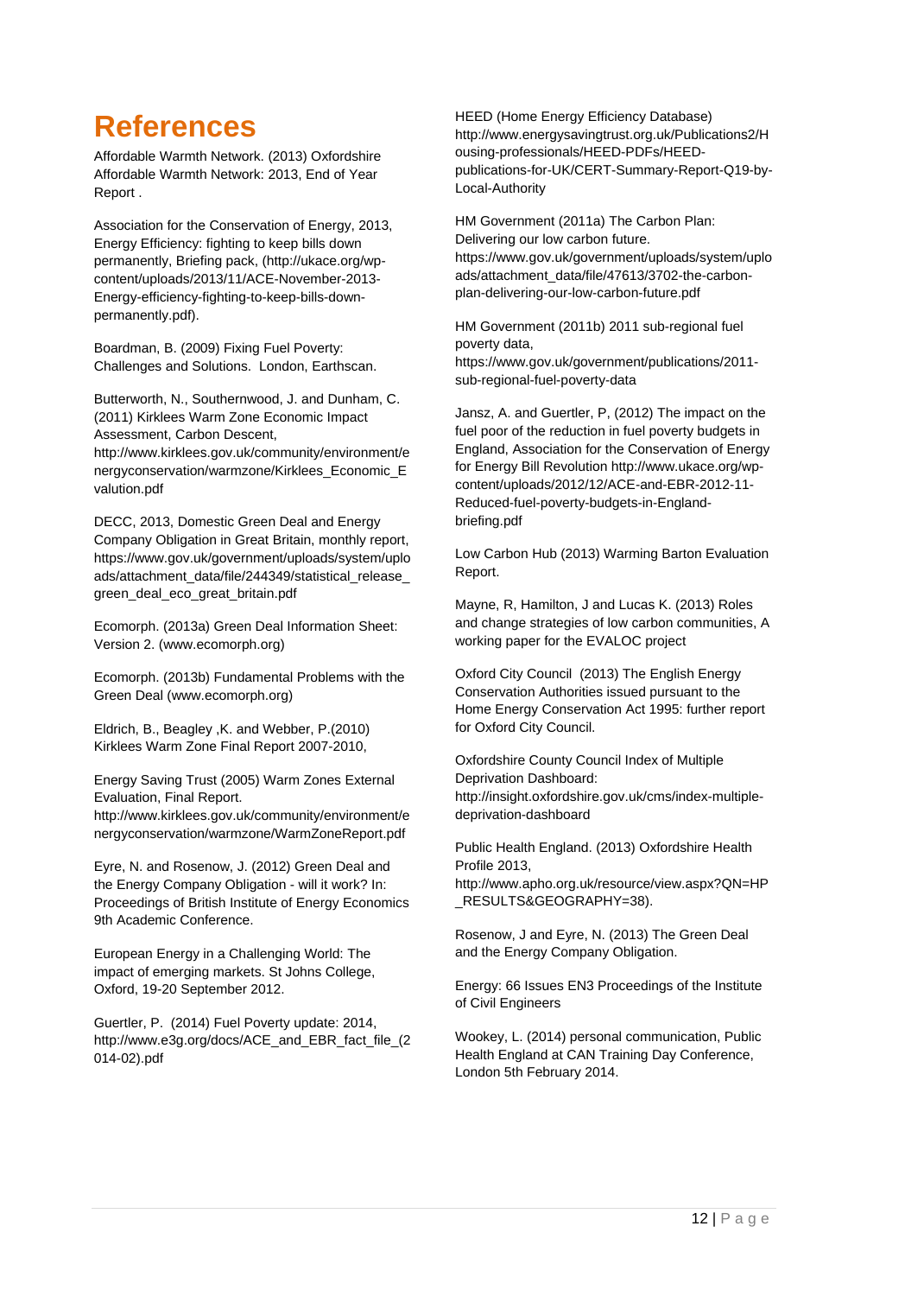# References

Affordable Warmth Network. (2013) Oxfordshire Affordable Warmth Network: 2013, End of Year Report .

Association for the Conservation of Energy, 2013, Energy Efficiency: fighting to keep bills down permanently, Briefing pack, (http://ukace.org/wp-content/uploads/2013/11/ACE-November-2013-Energy-efficiency-fighting-to-keep-bills-down-permanently.pdf).

Boardman, B. (2009) Fixing Fuel Poverty: Challenges and Solutions. London, Earthscan.

Butterworth, N., Southernwood, J. and Dunham, C. (2011) Kirklees Warm Zone Economic Impact Assessment, Carbon Descent, http://www.kirklees.gov.uk/community/environment/energyconservation/warmzone/Kirklees_Economic_Evalution.pdf

DECC, 2013, Domestic Green Deal and Energy Company Obligation in Great Britain, monthly report, https://www.gov.uk/government/uploads/system/uploads/attachment_data/file/244349/statistical_release_green_deal_eco_great_britain.pdf

Ecomorph. (2013a) Green Deal Information Sheet: Version 2. (www.ecomorph.org)

Ecomorph. (2013b) Fundamental Problems with the Green Deal (www.ecomorph.org)

Eldrich, B., Beagley ,K. and Webber, P.(2010) Kirklees Warm Zone Final Report 2007-2010,

Energy Saving Trust (2005) Warm Zones External Evaluation, Final Report. http://www.kirklees.gov.uk/community/environment/energyconservation/warmzone/WarmZoneReport.pdf

Eyre, N. and Rosenow, J. (2012) Green Deal and the Energy Company Obligation - will it work? In: Proceedings of British Institute of Energy Economics 9th Academic Conference.

European Energy in a Challenging World: The impact of emerging markets. St Johns College, Oxford, 19-20 September 2012.

Guertler, P. (2014) Fuel Poverty update: 2014, http://www.e3g.org/docs/ACE_and_EBR_fact_file_(2014-02).pdf

HEED (Home Energy Efficiency Database) http://www.energysavingtrust.org.uk/Publications2/Housing-professionals/HEED-PDFs/HEED-publications-for-UK/CERT-Summary-Report-Q19-by-Local-Authority

HM Government (2011a) The Carbon Plan: Delivering our low carbon future. https://www.gov.uk/government/uploads/system/uploads/attachment_data/file/47613/3702-the-carbon-plan-delivering-our-low-carbon-future.pdf

HM Government (2011b) 2011 sub-regional fuel poverty data, https://www.gov.uk/government/publications/2011-sub-regional-fuel-poverty-data

Jansz, A. and Guertler, P, (2012) The impact on the fuel poor of the reduction in fuel poverty budgets in England, Association for the Conservation of Energy for Energy Bill Revolution http://www.ukace.org/wp-content/uploads/2012/12/ACE-and-EBR-2012-11-Reduced-fuel-poverty-budgets-in-England-briefing.pdf

Low Carbon Hub (2013) Warming Barton Evaluation Report.

Mayne, R, Hamilton, J and Lucas K. (2013) Roles and change strategies of low carbon communities, A working paper for the EVALOC project

Oxford City Council (2013) The English Energy Conservation Authorities issued pursuant to the Home Energy Conservation Act 1995: further report for Oxford City Council.

Oxfordshire County Council Index of Multiple Deprivation Dashboard: http://insight.oxfordshire.gov.uk/cms/index-multiple-deprivation-dashboard

Public Health England. (2013) Oxfordshire Health Profile 2013, http://www.apho.org.uk/resource/view.aspx?QN=HP_RESULTS&GEOGRAPHY=38).

Rosenow, J and Eyre, N. (2013) The Green Deal and the Energy Company Obligation.

Energy: 66 Issues EN3 Proceedings of the Institute of Civil Engineers

Wookey, L. (2014) personal communication, Public Health England at CAN Training Day Conference, London 5th February 2014.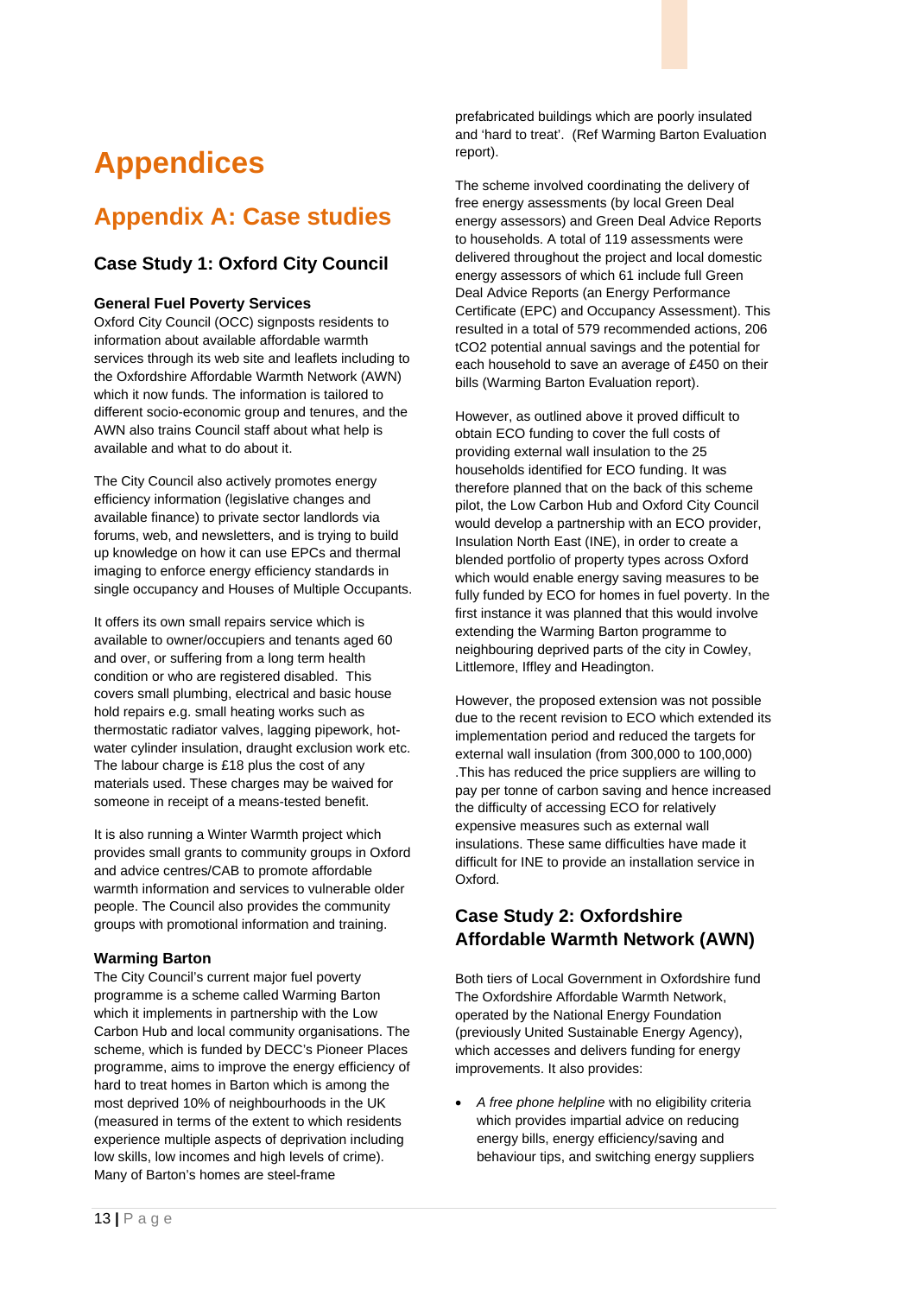# Appendices

## Appendix A: Case studies

### Case Study 1: Oxford City Council

**General Fuel Poverty Services**
Oxford City Council (OCC) signposts residents to information about available affordable warmth services through its web site and leaflets including to the Oxfordshire Affordable Warmth Network (AWN) which it now funds. The information is tailored to different socio-economic group and tenures, and the AWN also trains Council staff about what help is available and what to do about it.

The City Council also actively promotes energy efficiency information (legislative changes and available finance) to private sector landlords via forums, web, and newsletters, and is trying to build up knowledge on how it can use EPCs and thermal imaging to enforce energy efficiency standards in single occupancy and Houses of Multiple Occupants.

It offers its own small repairs service which is available to owner/occupiers and tenants aged 60 and over, or suffering from a long term health condition or who are registered disabled. This covers small plumbing, electrical and basic house hold repairs e.g. small heating works such as thermostatic radiator valves, lagging pipework, hot-water cylinder insulation, draught exclusion work etc. The labour charge is £18 plus the cost of any materials used. These charges may be waived for someone in receipt of a means-tested benefit.

It is also running a Winter Warmth project which provides small grants to community groups in Oxford and advice centres/CAB to promote affordable warmth information and services to vulnerable older people. The Council also provides the community groups with promotional information and training.

**Warming Barton**
The City Council's current major fuel poverty programme is a scheme called Warming Barton which it implements in partnership with the Low Carbon Hub and local community organisations. The scheme, which is funded by DECC's Pioneer Places programme, aims to improve the energy efficiency of hard to treat homes in Barton which is among the most deprived 10% of neighbourhoods in the UK (measured in terms of the extent to which residents experience multiple aspects of deprivation including low skills, low incomes and high levels of crime). Many of Barton's homes are steel-frame prefabricated buildings which are poorly insulated and 'hard to treat'. (Ref Warming Barton Evaluation report).

The scheme involved coordinating the delivery of free energy assessments (by local Green Deal energy assessors) and Green Deal Advice Reports to households. A total of 119 assessments were delivered throughout the project and local domestic energy assessors of which 61 include full Green Deal Advice Reports (an Energy Performance Certificate (EPC) and Occupancy Assessment). This resulted in a total of 579 recommended actions, 206 tCO2 potential annual savings and the potential for each household to save an average of £450 on their bills (Warming Barton Evaluation report).

However, as outlined above it proved difficult to obtain ECO funding to cover the full costs of providing external wall insulation to the 25 households identified for ECO funding. It was therefore planned that on the back of this scheme pilot, the Low Carbon Hub and Oxford City Council would develop a partnership with an ECO provider, Insulation North East (INE), in order to create a blended portfolio of property types across Oxford which would enable energy saving measures to be fully funded by ECO for homes in fuel poverty. In the first instance it was planned that this would involve extending the Warming Barton programme to neighbouring deprived parts of the city in Cowley, Littlemore, Iffley and Headington.

However, the proposed extension was not possible due to the recent revision to ECO which extended its implementation period and reduced the targets for external wall insulation (from 300,000 to 100,000) .This has reduced the price suppliers are willing to pay per tonne of carbon saving and hence increased the difficulty of accessing ECO for relatively expensive measures such as external wall insulations. These same difficulties have made it difficult for INE to provide an installation service in Oxford.

### Case Study 2: Oxfordshire Affordable Warmth Network (AWN)

Both tiers of Local Government in Oxfordshire fund The Oxfordshire Affordable Warmth Network, operated by the National Energy Foundation (previously United Sustainable Energy Agency), which accesses and delivers funding for energy improvements. It also provides:

- *A free phone helpline* with no eligibility criteria which provides impartial advice on reducing energy bills, energy efficiency/saving and behaviour tips, and switching energy suppliers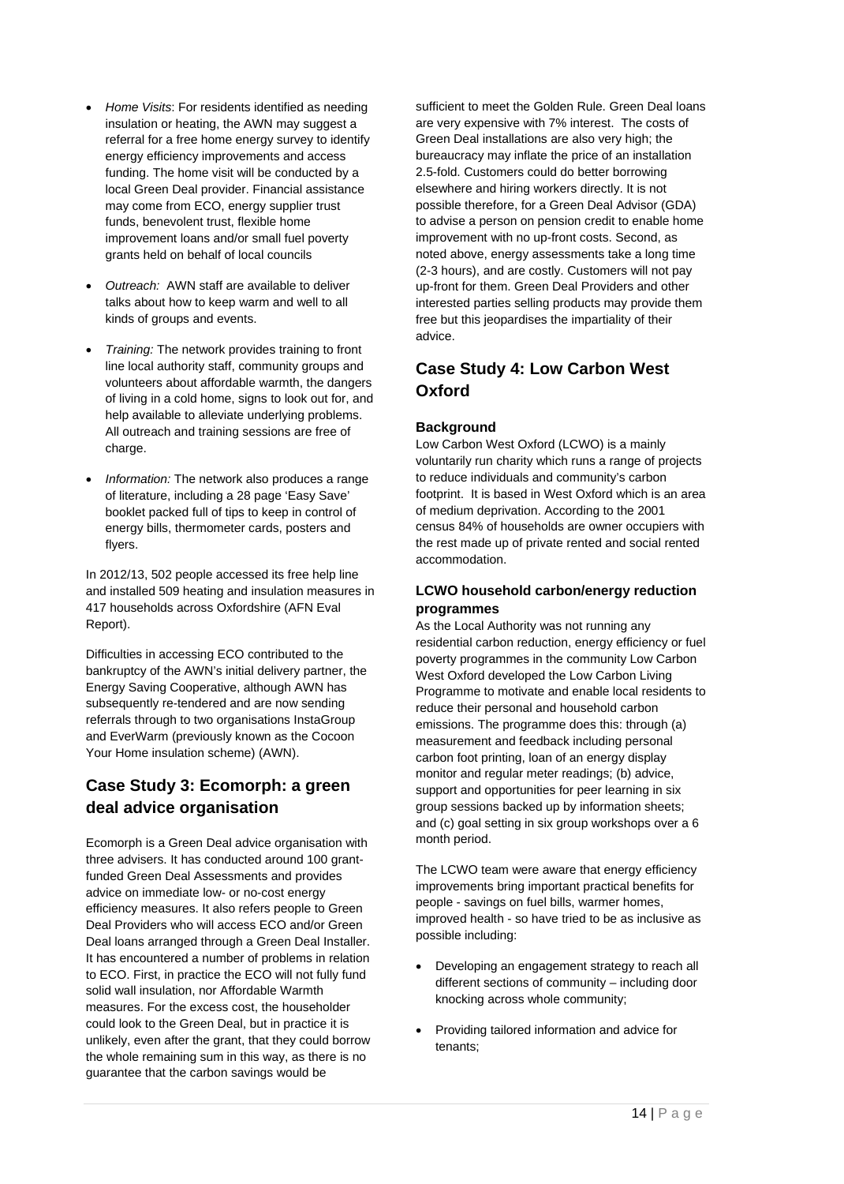- *Home Visits*: For residents identified as needing insulation or heating, the AWN may suggest a referral for a free home energy survey to identify energy efficiency improvements and access funding. The home visit will be conducted by a local Green Deal provider. Financial assistance may come from ECO, energy supplier trust funds, benevolent trust, flexible home improvement loans and/or small fuel poverty grants held on behalf of local councils

- *Outreach:* AWN staff are available to deliver talks about how to keep warm and well to all kinds of groups and events.

- *Training:* The network provides training to front line local authority staff, community groups and volunteers about affordable warmth, the dangers of living in a cold home, signs to look out for, and help available to alleviate underlying problems. All outreach and training sessions are free of charge.

- *Information:* The network also produces a range of literature, including a 28 page 'Easy Save' booklet packed full of tips to keep in control of energy bills, thermometer cards, posters and flyers.

In 2012/13, 502 people accessed its free help line and installed 509 heating and insulation measures in 417 households across Oxfordshire (AFN Eval Report).

Difficulties in accessing ECO contributed to the bankruptcy of the AWN's initial delivery partner, the Energy Saving Cooperative, although AWN has subsequently re-tendered and are now sending referrals through to two organisations InstaGroup and EverWarm (previously known as the Cocoon Your Home insulation scheme) (AWN).

## Case Study 3: Ecomorph: a green deal advice organisation

Ecomorph is a Green Deal advice organisation with three advisers. It has conducted around 100 grant-funded Green Deal Assessments and provides advice on immediate low- or no-cost energy efficiency measures. It also refers people to Green Deal Providers who will access ECO and/or Green Deal loans arranged through a Green Deal Installer. It has encountered a number of problems in relation to ECO. First, in practice the ECO will not fully fund solid wall insulation, nor Affordable Warmth measures. For the excess cost, the householder could look to the Green Deal, but in practice it is unlikely, even after the grant, that they could borrow the whole remaining sum in this way, as there is no guarantee that the carbon savings would be sufficient to meet the Golden Rule. Green Deal loans are very expensive with 7% interest. The costs of Green Deal installations are also very high; the bureaucracy may inflate the price of an installation 2.5-fold. Customers could do better borrowing elsewhere and hiring workers directly. It is not possible therefore, for a Green Deal Advisor (GDA) to advise a person on pension credit to enable home improvement with no up-front costs. Second, as noted above, energy assessments take a long time (2-3 hours), and are costly. Customers will not pay up-front for them. Green Deal Providers and other interested parties selling products may provide them free but this jeopardises the impartiality of their advice.

## Case Study 4: Low Carbon West Oxford

### Background

Low Carbon West Oxford (LCWO) is a mainly voluntarily run charity which runs a range of projects to reduce individuals and community's carbon footprint. It is based in West Oxford which is an area of medium deprivation. According to the 2001 census 84% of households are owner occupiers with the rest made up of private rented and social rented accommodation.

### LCWO household carbon/energy reduction programmes

As the Local Authority was not running any residential carbon reduction, energy efficiency or fuel poverty programmes in the community Low Carbon West Oxford developed the Low Carbon Living Programme to motivate and enable local residents to reduce their personal and household carbon emissions. The programme does this: through (a) measurement and feedback including personal carbon foot printing, loan of an energy display monitor and regular meter readings; (b) advice, support and opportunities for peer learning in six group sessions backed up by information sheets; and (c) goal setting in six group workshops over a 6 month period.

The LCWO team were aware that energy efficiency improvements bring important practical benefits for people - savings on fuel bills, warmer homes, improved health - so have tried to be as inclusive as possible including:

- Developing an engagement strategy to reach all different sections of community – including door knocking across whole community;

- Providing tailored information and advice for tenants;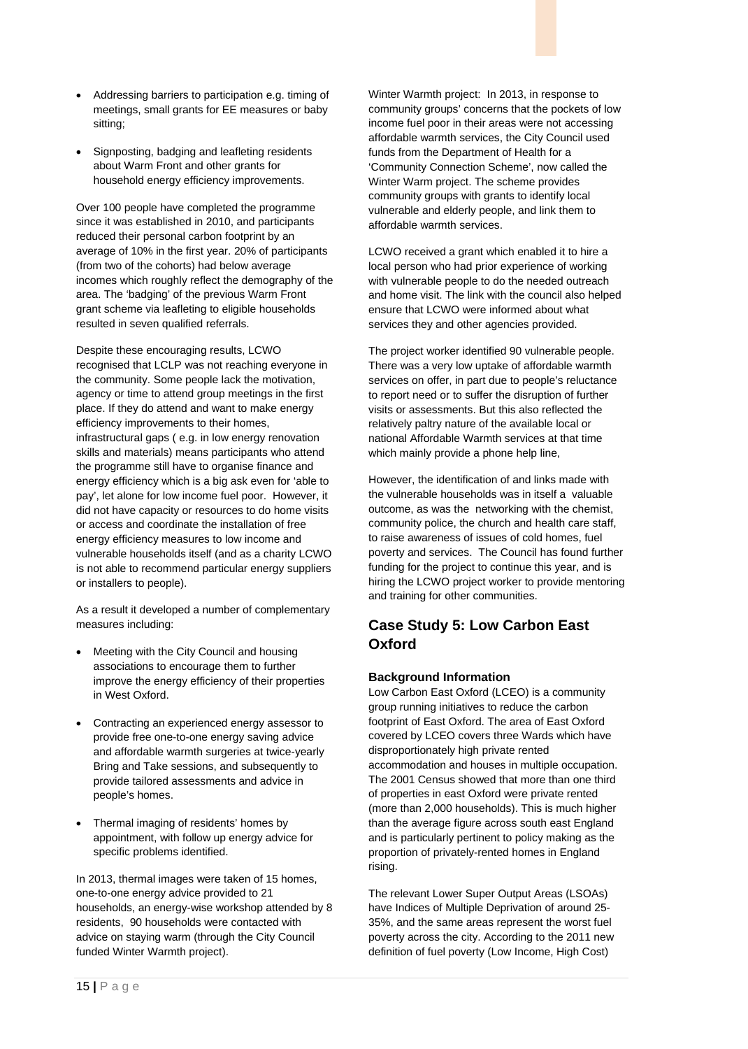- Addressing barriers to participation e.g. timing of meetings, small grants for EE measures or baby sitting;
- Signposting, badging and leafleting residents about Warm Front and other grants for household energy efficiency improvements.

Over 100 people have completed the programme since it was established in 2010, and participants reduced their personal carbon footprint by an average of 10% in the first year. 20% of participants (from two of the cohorts) had below average incomes which roughly reflect the demography of the area. The 'badging' of the previous Warm Front grant scheme via leafleting to eligible households resulted in seven qualified referrals.

Despite these encouraging results, LCWO recognised that LCLP was not reaching everyone in the community. Some people lack the motivation, agency or time to attend group meetings in the first place. If they do attend and want to make energy efficiency improvements to their homes, infrastructural gaps ( e.g. in low energy renovation skills and materials) means participants who attend the programme still have to organise finance and energy efficiency which is a big ask even for 'able to pay', let alone for low income fuel poor. However, it did not have capacity or resources to do home visits or access and coordinate the installation of free energy efficiency measures to low income and vulnerable households itself (and as a charity LCWO is not able to recommend particular energy suppliers or installers to people).

As a result it developed a number of complementary measures including:

- Meeting with the City Council and housing associations to encourage them to further improve the energy efficiency of their properties in West Oxford.
- Contracting an experienced energy assessor to provide free one-to-one energy saving advice and affordable warmth surgeries at twice-yearly Bring and Take sessions, and subsequently to provide tailored assessments and advice in people's homes.
- Thermal imaging of residents' homes by appointment, with follow up energy advice for specific problems identified.

In 2013, thermal images were taken of 15 homes, one-to-one energy advice provided to 21 households, an energy-wise workshop attended by 8 residents, 90 households were contacted with advice on staying warm (through the City Council funded Winter Warmth project).

Winter Warmth project: In 2013, in response to community groups' concerns that the pockets of low income fuel poor in their areas were not accessing affordable warmth services, the City Council used funds from the Department of Health for a 'Community Connection Scheme', now called the Winter Warm project. The scheme provides community groups with grants to identify local vulnerable and elderly people, and link them to affordable warmth services.

LCWO received a grant which enabled it to hire a local person who had prior experience of working with vulnerable people to do the needed outreach and home visit. The link with the council also helped ensure that LCWO were informed about what services they and other agencies provided.

The project worker identified 90 vulnerable people. There was a very low uptake of affordable warmth services on offer, in part due to people's reluctance to report need or to suffer the disruption of further visits or assessments. But this also reflected the relatively paltry nature of the available local or national Affordable Warmth services at that time which mainly provide a phone help line,

However, the identification of and links made with the vulnerable households was in itself a valuable outcome, as was the networking with the chemist, community police, the church and health care staff, to raise awareness of issues of cold homes, fuel poverty and services. The Council has found further funding for the project to continue this year, and is hiring the LCWO project worker to provide mentoring and training for other communities.

## Case Study 5: Low Carbon East Oxford

### Background Information

Low Carbon East Oxford (LCEO) is a community group running initiatives to reduce the carbon footprint of East Oxford. The area of East Oxford covered by LCEO covers three Wards which have disproportionately high private rented accommodation and houses in multiple occupation. The 2001 Census showed that more than one third of properties in east Oxford were private rented (more than 2,000 households). This is much higher than the average figure across south east England and is particularly pertinent to policy making as the proportion of privately-rented homes in England rising.

The relevant Lower Super Output Areas (LSOAs) have Indices of Multiple Deprivation of around 25-35%, and the same areas represent the worst fuel poverty across the city. According to the 2011 new definition of fuel poverty (Low Income, High Cost)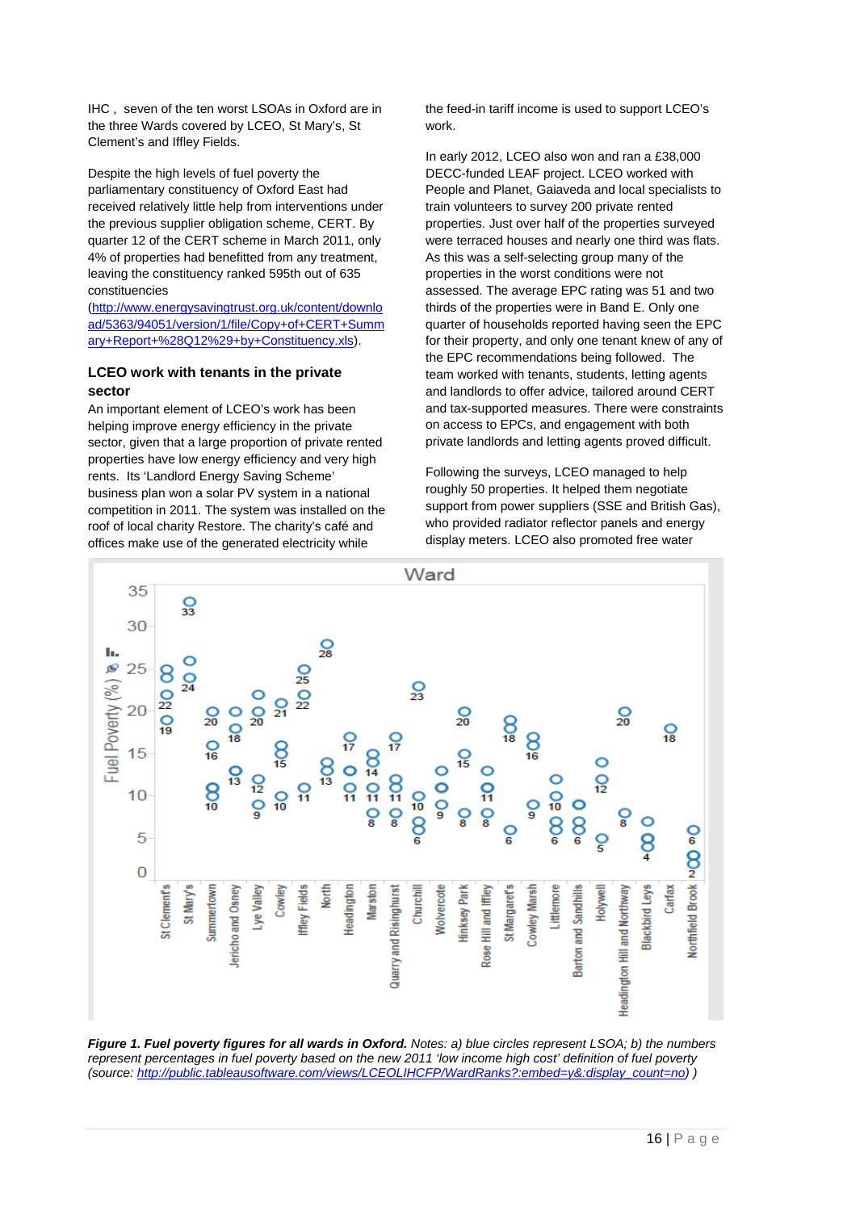IHC , seven of the ten worst LSOAs in Oxford are in the three Wards covered by LCEO, St Mary's, St Clement's and Iffley Fields.

Despite the high levels of fuel poverty the parliamentary constituency of Oxford East had received relatively little help from interventions under the previous supplier obligation scheme, CERT. By quarter 12 of the CERT scheme in March 2011, only 4% of properties had benefitted from any treatment, leaving the constituency ranked 595th out of 635 constituencies (http://www.energysavingtrust.org.uk/content/download/5363/94051/version/1/file/Copy+of+CERT+Summary+Report+%28Q12%29+by+Constituency.xls).

### LCEO work with tenants in the private sector

An important element of LCEO's work has been helping improve energy efficiency in the private sector, given that a large proportion of private rented properties have low energy efficiency and very high rents. Its 'Landlord Energy Saving Scheme' business plan won a solar PV system in a national competition in 2011. The system was installed on the roof of local charity Restore. The charity's café and offices make use of the generated electricity while the feed-in tariff income is used to support LCEO's work.

In early 2012, LCEO also won and ran a £38,000 DECC-funded LEAF project. LCEO worked with People and Planet, Gaiaveda and local specialists to train volunteers to survey 200 private rented properties. Just over half of the properties surveyed were terraced houses and nearly one third was flats. As this was a self-selecting group many of the properties in the worst conditions were not assessed. The average EPC rating was 51 and two thirds of the properties were in Band E. Only one quarter of households reported having seen the EPC for their property, and only one tenant knew of any of the EPC recommendations being followed. The team worked with tenants, students, letting agents and landlords to offer advice, tailored around CERT and tax-supported measures. There were constraints on access to EPCs, and engagement with both private landlords and letting agents proved difficult.

Following the surveys, LCEO managed to help roughly 50 properties. It helped them negotiate support from power suppliers (SSE and British Gas), who provided radiator reflector panels and energy display meters. LCEO also promoted free water

***Figure 1. Fuel poverty figures for all wards in Oxford.*** *Notes: a) blue circles represent LSOA; b) the numbers represent percentages in fuel poverty based on the new 2011 'low income high cost' definition of fuel poverty (source: http://public.tableausoftware.com/views/LCEOLIHCFP/WardRanks?:embed=y&:display_count=no) )*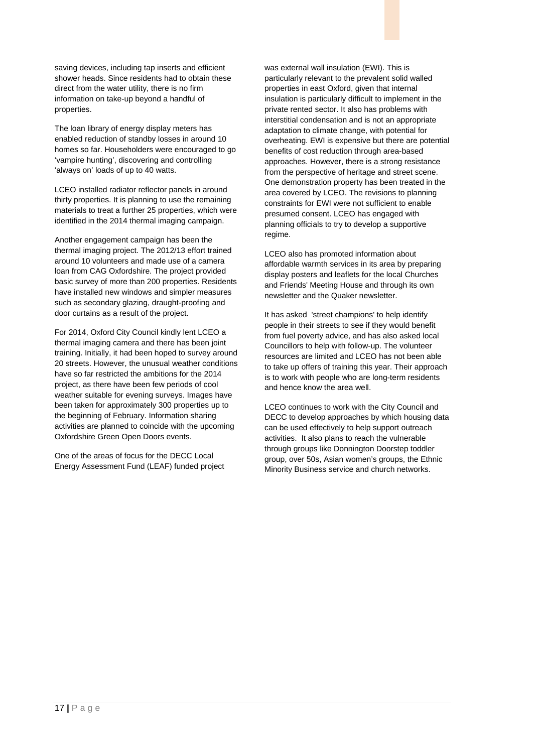saving devices, including tap inserts and efficient shower heads. Since residents had to obtain these direct from the water utility, there is no firm information on take-up beyond a handful of properties.

The loan library of energy display meters has enabled reduction of standby losses in around 10 homes so far. Householders were encouraged to go 'vampire hunting', discovering and controlling 'always on' loads of up to 40 watts.

LCEO installed radiator reflector panels in around thirty properties. It is planning to use the remaining materials to treat a further 25 properties, which were identified in the 2014 thermal imaging campaign.

Another engagement campaign has been the thermal imaging project. The 2012/13 effort trained around 10 volunteers and made use of a camera loan from CAG Oxfordshire. The project provided basic survey of more than 200 properties. Residents have installed new windows and simpler measures such as secondary glazing, draught-proofing and door curtains as a result of the project.

For 2014, Oxford City Council kindly lent LCEO a thermal imaging camera and there has been joint training. Initially, it had been hoped to survey around 20 streets. However, the unusual weather conditions have so far restricted the ambitions for the 2014 project, as there have been few periods of cool weather suitable for evening surveys. Images have been taken for approximately 300 properties up to the beginning of February. Information sharing activities are planned to coincide with the upcoming Oxfordshire Green Open Doors events.

One of the areas of focus for the DECC Local Energy Assessment Fund (LEAF) funded project was external wall insulation (EWI). This is particularly relevant to the prevalent solid walled properties in east Oxford, given that internal insulation is particularly difficult to implement in the private rented sector. It also has problems with interstitial condensation and is not an appropriate adaptation to climate change, with potential for overheating. EWI is expensive but there are potential benefits of cost reduction through area-based approaches. However, there is a strong resistance from the perspective of heritage and street scene. One demonstration property has been treated in the area covered by LCEO. The revisions to planning constraints for EWI were not sufficient to enable presumed consent. LCEO has engaged with planning officials to try to develop a supportive regime.

LCEO also has promoted information about affordable warmth services in its area by preparing display posters and leaflets for the local Churches and Friends' Meeting House and through its own newsletter and the Quaker newsletter.

It has asked 'street champions' to help identify people in their streets to see if they would benefit from fuel poverty advice, and has also asked local Councillors to help with follow-up. The volunteer resources are limited and LCEO has not been able to take up offers of training this year. Their approach is to work with people who are long-term residents and hence know the area well.

LCEO continues to work with the City Council and DECC to develop approaches by which housing data can be used effectively to help support outreach activities. It also plans to reach the vulnerable through groups like Donnington Doorstep toddler group, over 50s, Asian women's groups, the Ethnic Minority Business service and church networks.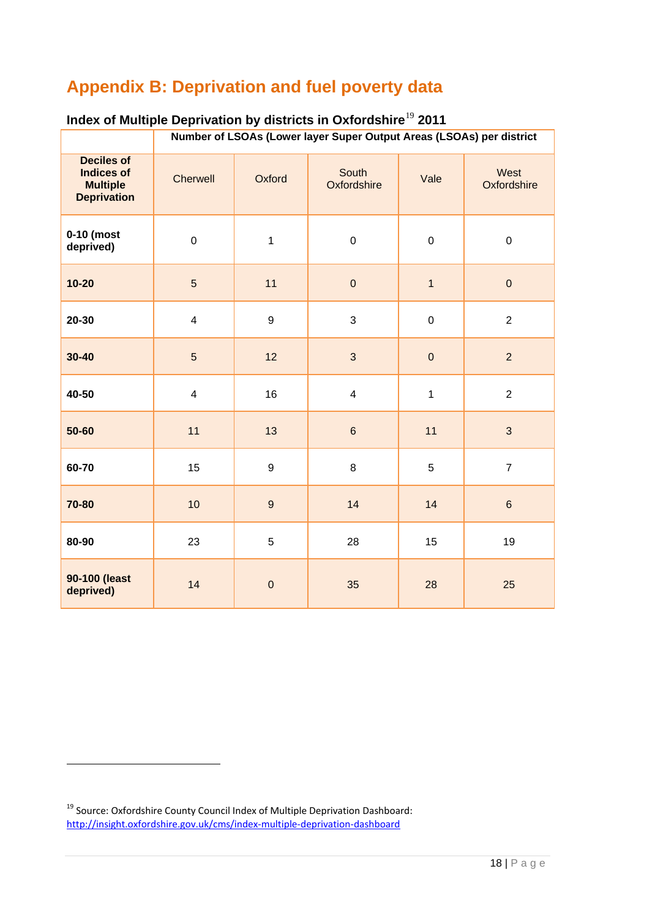# Appendix B: Deprivation and fuel poverty data

### Index of Multiple Deprivation by districts in Oxfordshire[19] 2011

| | Number of LSOAs (Lower layer Super Output Areas (LSOAs) per district | | | | |
|---|---|---|---|---|---|
| **Deciles of Indices of Multiple Deprivation** | Cherwell | Oxford | South Oxfordshire | Vale | West Oxfordshire |
| **0-10 (most deprived)** | 0 | 1 | 0 | 0 | 0 |
| **10-20** | 5 | 11 | 0 | 1 | 0 |
| **20-30** | 4 | 9 | 3 | 0 | 2 |
| **30-40** | 5 | 12 | 3 | 0 | 2 |
| **40-50** | 4 | 16 | 4 | 1 | 2 |
| **50-60** | 11 | 13 | 6 | 11 | 3 |
| **60-70** | 15 | 9 | 8 | 5 | 7 |
| **70-80** | 10 | 9 | 14 | 14 | 6 |
| **80-90** | 23 | 5 | 28 | 15 | 19 |
| **90-100 (least deprived)** | 14 | 0 | 35 | 28 | 25 |

---

[19] Source: Oxfordshire County Council Index of Multiple Deprivation Dashboard: http://insight.oxfordshire.gov.uk/cms/index-multiple-deprivation-dashboard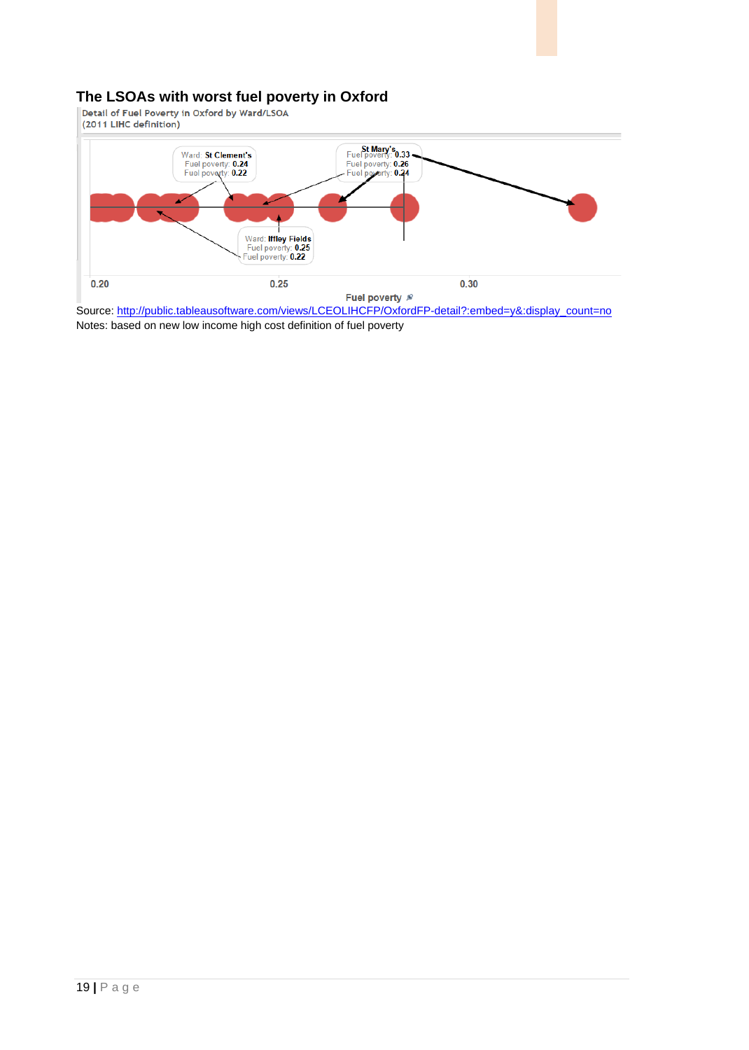## The LSOAs with worst fuel poverty in Oxford

Detail of Fuel Poverty in Oxford by Ward/LSOA
(2011 LIHC definition)

Ward: St Clement's
Fuel poverty: 0.24
Fuel poverty: 0.22

St Mary's
Fuel poverty: 0.33
Fuel poverty: 0.26
Fuel poverty: 0.24

Ward: Iffley Fields
Fuel poverty: 0.25
Fuel poverty: 0.22

0.20
0.25
0.30

Fuel poverty

Source: http://public.tableausoftware.com/views/LCEOLIHCFP/OxfordFP-detail?:embed=y&:display_count=no

Notes: based on new low income high cost definition of fuel poverty